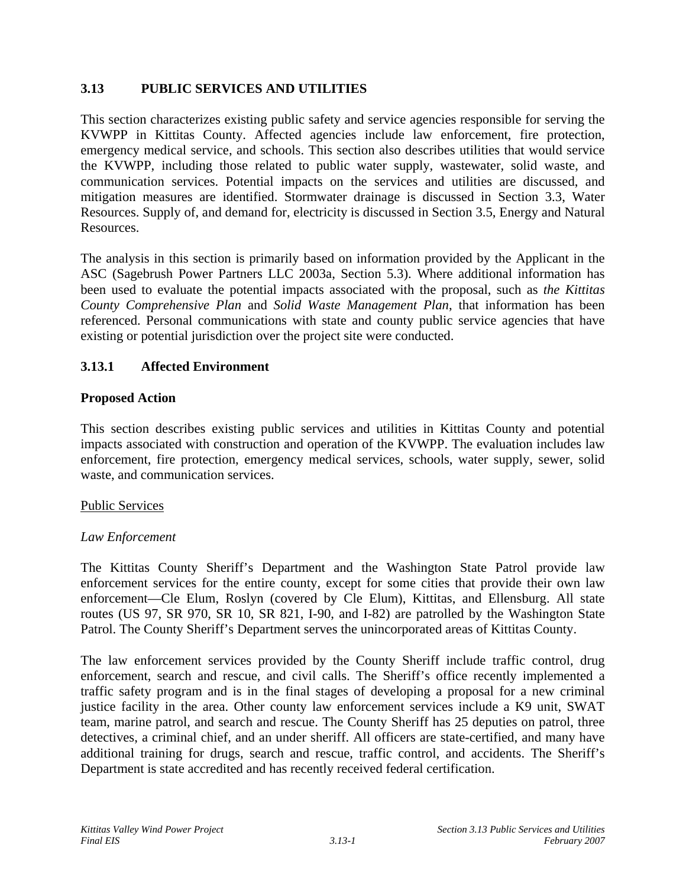## 3.13 PUBLIC SERVICES AND UTILITIES

This section characterizes existing public safety and service agencies responsible for serving the KVWPP in Kittitas County. Affected agencies include law enforcement, fire protection, emergency medical service, and schools. This section also describes utilities that would service the KVWPP, including those related to public water supply, wastewater, solid waste, and communication services. Potential impacts on the services and utilities are discussed, and mitigation measures are identified. Stormwater drainage is discussed in Section 3.3, Water Resources. Supply of, and demand for, electricity is discussed in Section 3.5, Energy and Natural Resources.

The analysis in this section is primarily based on information provided by the Applicant in the ASC (Sagebrush Power Partners LLC 2003a, Section 5.3). Where additional information has been used to evaluate the potential impacts associated with the proposal, such as *the Kittitas County Comprehensive Plan* and *Solid Waste Management Plan*, that information has been referenced. Personal communications with state and county public service agencies that have existing or potential jurisdiction over the project site were conducted.

### 3.13.1 Affected Environment

#### Proposed Action

This section describes existing public services and utilities in Kittitas County and potential impacts associated with construction and operation of the KVWPP. The evaluation includes law enforcement, fire protection, emergency medical services, schools, water supply, sewer, solid waste, and communication services.

<u>Public Services</u>

*Law Enforcement*

The Kittitas County Sheriff's Department and the Washington State Patrol provide law enforcement services for the entire county, except for some cities that provide their own law enforcement—Cle Elum, Roslyn (covered by Cle Elum), Kittitas, and Ellensburg. All state routes (US 97, SR 970, SR 10, SR 821, I-90, and I-82) are patrolled by the Washington State Patrol. The County Sheriff's Department serves the unincorporated areas of Kittitas County.

The law enforcement services provided by the County Sheriff include traffic control, drug enforcement, search and rescue, and civil calls. The Sheriff's office recently implemented a traffic safety program and is in the final stages of developing a proposal for a new criminal justice facility in the area. Other county law enforcement services include a K9 unit, SWAT team, marine patrol, and search and rescue. The County Sheriff has 25 deputies on patrol, three detectives, a criminal chief, and an under sheriff. All officers are state-certified, and many have additional training for drugs, search and rescue, traffic control, and accidents. The Sheriff's Department is state accredited and has recently received federal certification.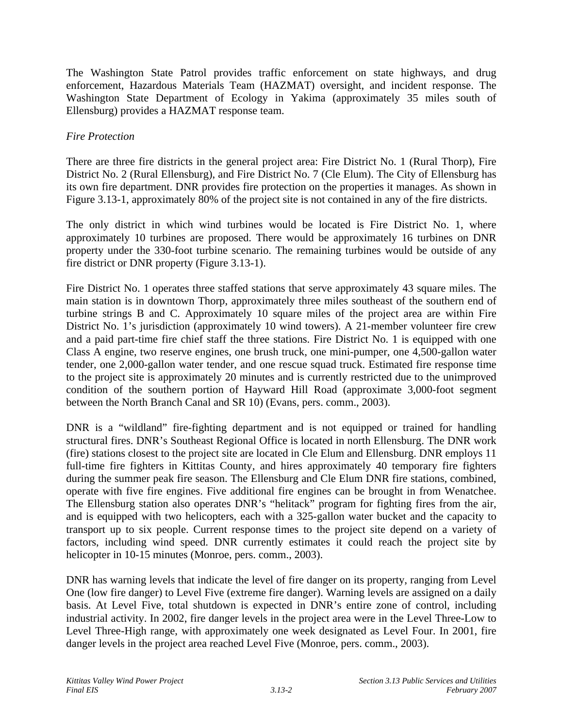The Washington State Patrol provides traffic enforcement on state highways, and drug enforcement, Hazardous Materials Team (HAZMAT) oversight, and incident response. The Washington State Department of Ecology in Yakima (approximately 35 miles south of Ellensburg) provides a HAZMAT response team.

*Fire Protection*

There are three fire districts in the general project area: Fire District No. 1 (Rural Thorp), Fire District No. 2 (Rural Ellensburg), and Fire District No. 7 (Cle Elum). The City of Ellensburg has its own fire department. DNR provides fire protection on the properties it manages. As shown in Figure 3.13-1, approximately 80% of the project site is not contained in any of the fire districts.

The only district in which wind turbines would be located is Fire District No. 1, where approximately 10 turbines are proposed. There would be approximately 16 turbines on DNR property under the 330-foot turbine scenario. The remaining turbines would be outside of any fire district or DNR property (Figure 3.13-1).

Fire District No. 1 operates three staffed stations that serve approximately 43 square miles. The main station is in downtown Thorp, approximately three miles southeast of the southern end of turbine strings B and C. Approximately 10 square miles of the project area are within Fire District No. 1's jurisdiction (approximately 10 wind towers). A 21-member volunteer fire crew and a paid part-time fire chief staff the three stations. Fire District No. 1 is equipped with one Class A engine, two reserve engines, one brush truck, one mini-pumper, one 4,500-gallon water tender, one 2,000-gallon water tender, and one rescue squad truck. Estimated fire response time to the project site is approximately 20 minutes and is currently restricted due to the unimproved condition of the southern portion of Hayward Hill Road (approximate 3,000-foot segment between the North Branch Canal and SR 10) (Evans, pers. comm., 2003).

DNR is a "wildland" fire-fighting department and is not equipped or trained for handling structural fires. DNR's Southeast Regional Office is located in north Ellensburg. The DNR work (fire) stations closest to the project site are located in Cle Elum and Ellensburg. DNR employs 11 full-time fire fighters in Kittitas County, and hires approximately 40 temporary fire fighters during the summer peak fire season. The Ellensburg and Cle Elum DNR fire stations, combined, operate with five fire engines. Five additional fire engines can be brought in from Wenatchee. The Ellensburg station also operates DNR's "helitack" program for fighting fires from the air, and is equipped with two helicopters, each with a 325-gallon water bucket and the capacity to transport up to six people. Current response times to the project site depend on a variety of factors, including wind speed. DNR currently estimates it could reach the project site by helicopter in 10-15 minutes (Monroe, pers. comm., 2003).

DNR has warning levels that indicate the level of fire danger on its property, ranging from Level One (low fire danger) to Level Five (extreme fire danger). Warning levels are assigned on a daily basis. At Level Five, total shutdown is expected in DNR's entire zone of control, including industrial activity. In 2002, fire danger levels in the project area were in the Level Three-Low to Level Three-High range, with approximately one week designated as Level Four. In 2001, fire danger levels in the project area reached Level Five (Monroe, pers. comm., 2003).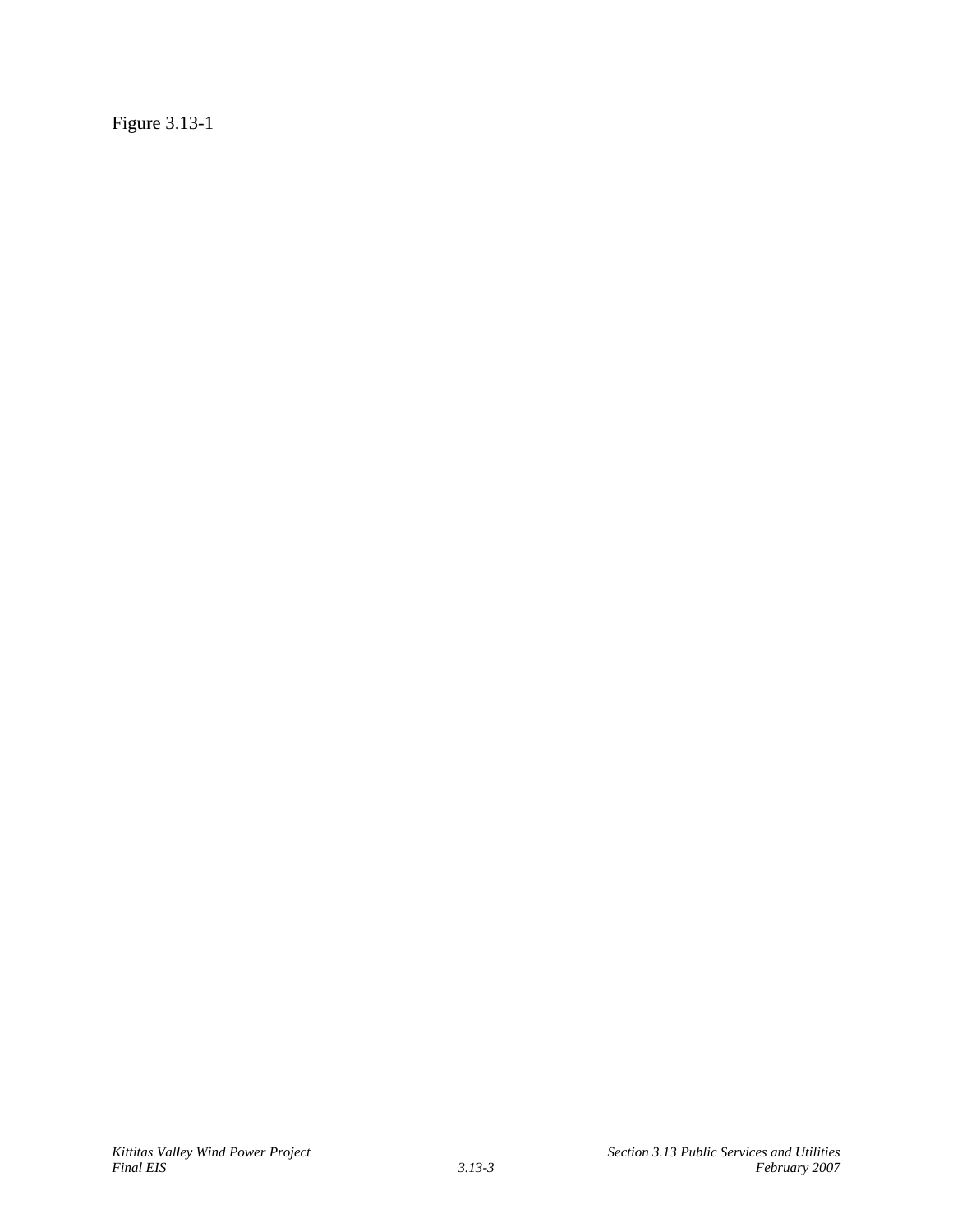Figure 3.13-1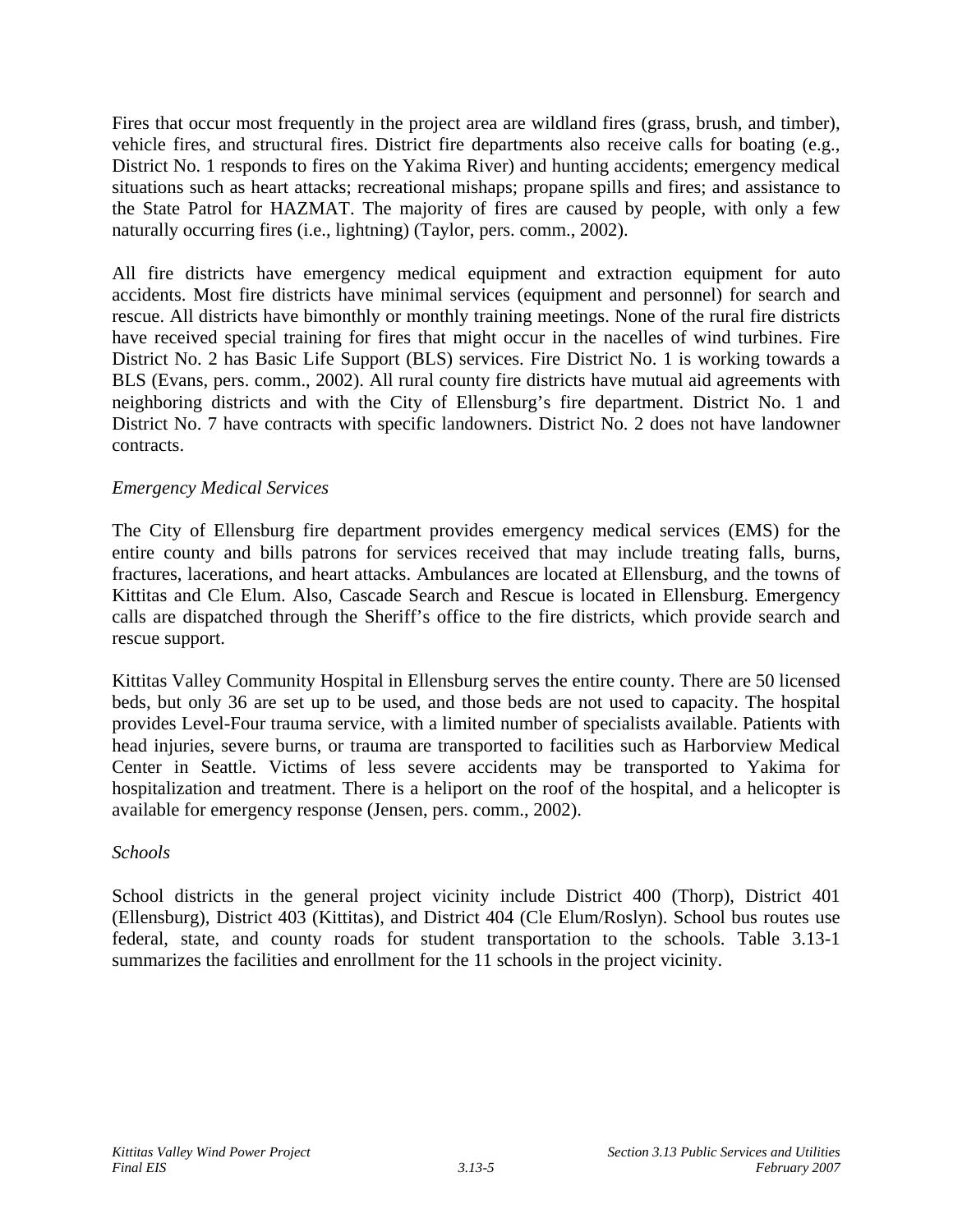Fires that occur most frequently in the project area are wildland fires (grass, brush, and timber), vehicle fires, and structural fires. District fire departments also receive calls for boating (e.g., District No. 1 responds to fires on the Yakima River) and hunting accidents; emergency medical situations such as heart attacks; recreational mishaps; propane spills and fires; and assistance to the State Patrol for HAZMAT. The majority of fires are caused by people, with only a few naturally occurring fires (i.e., lightning) (Taylor, pers. comm., 2002).

All fire districts have emergency medical equipment and extraction equipment for auto accidents. Most fire districts have minimal services (equipment and personnel) for search and rescue. All districts have bimonthly or monthly training meetings. None of the rural fire districts have received special training for fires that might occur in the nacelles of wind turbines. Fire District No. 2 has Basic Life Support (BLS) services. Fire District No. 1 is working towards a BLS (Evans, pers. comm., 2002). All rural county fire districts have mutual aid agreements with neighboring districts and with the City of Ellensburg's fire department. District No. 1 and District No. 7 have contracts with specific landowners. District No. 2 does not have landowner contracts.

*Emergency Medical Services*

The City of Ellensburg fire department provides emergency medical services (EMS) for the entire county and bills patrons for services received that may include treating falls, burns, fractures, lacerations, and heart attacks. Ambulances are located at Ellensburg, and the towns of Kittitas and Cle Elum. Also, Cascade Search and Rescue is located in Ellensburg. Emergency calls are dispatched through the Sheriff's office to the fire districts, which provide search and rescue support.

Kittitas Valley Community Hospital in Ellensburg serves the entire county. There are 50 licensed beds, but only 36 are set up to be used, and those beds are not used to capacity. The hospital provides Level-Four trauma service, with a limited number of specialists available. Patients with head injuries, severe burns, or trauma are transported to facilities such as Harborview Medical Center in Seattle. Victims of less severe accidents may be transported to Yakima for hospitalization and treatment. There is a heliport on the roof of the hospital, and a helicopter is available for emergency response (Jensen, pers. comm., 2002).

*Schools*

School districts in the general project vicinity include District 400 (Thorp), District 401 (Ellensburg), District 403 (Kittitas), and District 404 (Cle Elum/Roslyn). School bus routes use federal, state, and county roads for student transportation to the schools. Table 3.13-1 summarizes the facilities and enrollment for the 11 schools in the project vicinity.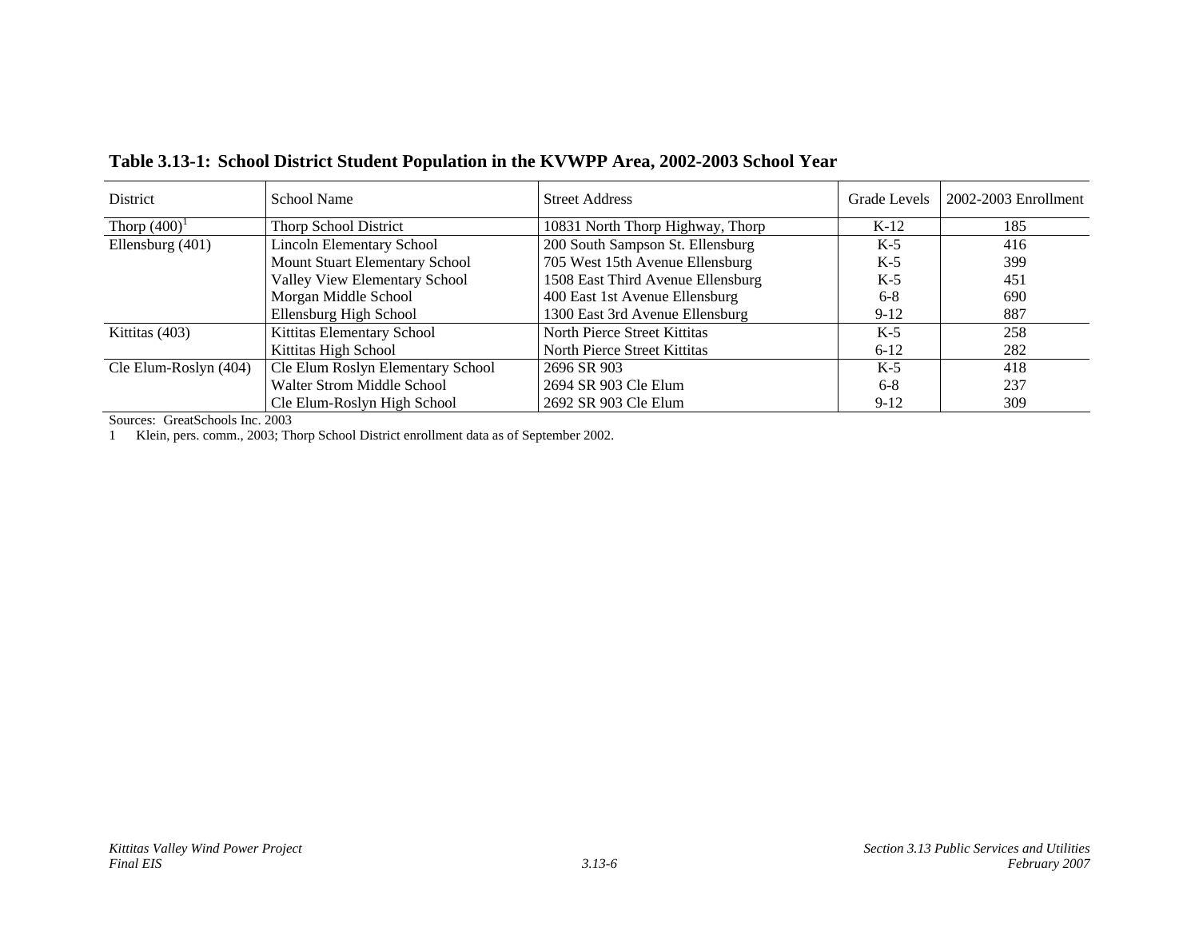**Table 3.13-1: School District Student Population in the KVWPP Area, 2002-2003 School Year**

| District | School Name | Street Address | Grade Levels | 2002-2003 Enrollment |
|---|---|---|---|---|
| Thorp (400)[1] | Thorp School District | 10831 North Thorp Highway, Thorp | K-12 | 185 |
| Ellensburg (401) | Lincoln Elementary School | 200 South Sampson St. Ellensburg | K-5 | 416 |
| | Mount Stuart Elementary School | 705 West 15th Avenue Ellensburg | K-5 | 399 |
| | Valley View Elementary School | 1508 East Third Avenue Ellensburg | K-5 | 451 |
| | Morgan Middle School | 400 East 1st Avenue Ellensburg | 6-8 | 690 |
| | Ellensburg High School | 1300 East 3rd Avenue Ellensburg | 9-12 | 887 |
| Kittitas (403) | Kittitas Elementary School | North Pierce Street Kittitas | K-5 | 258 |
| | Kittitas High School | North Pierce Street Kittitas | 6-12 | 282 |
| Cle Elum-Roslyn (404) | Cle Elum Roslyn Elementary School | 2696 SR 903 | K-5 | 418 |
| | Walter Strom Middle School | 2694 SR 903 Cle Elum | 6-8 | 237 |
| | Cle Elum-Roslyn High School | 2692 SR 903 Cle Elum | 9-12 | 309 |

Sources: GreatSchools Inc. 2003

1 Klein, pers. comm., 2003; Thorp School District enrollment data as of September 2002.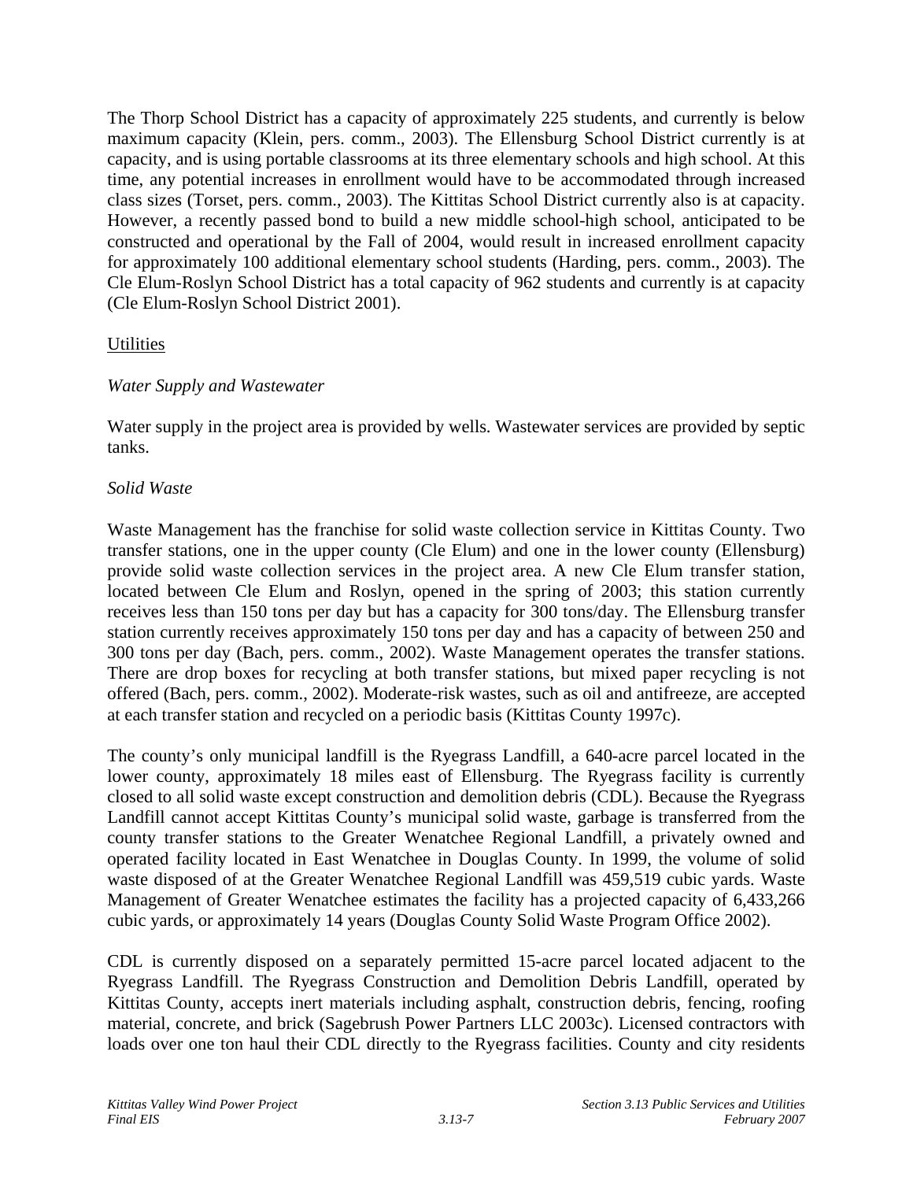The Thorp School District has a capacity of approximately 225 students, and currently is below maximum capacity (Klein, pers. comm., 2003). The Ellensburg School District currently is at capacity, and is using portable classrooms at its three elementary schools and high school. At this time, any potential increases in enrollment would have to be accommodated through increased class sizes (Torset, pers. comm., 2003). The Kittitas School District currently also is at capacity. However, a recently passed bond to build a new middle school-high school, anticipated to be constructed and operational by the Fall of 2004, would result in increased enrollment capacity for approximately 100 additional elementary school students (Harding, pers. comm., 2003). The Cle Elum-Roslyn School District has a total capacity of 962 students and currently is at capacity (Cle Elum-Roslyn School District 2001).

<u>Utilities</u>

*Water Supply and Wastewater*

Water supply in the project area is provided by wells. Wastewater services are provided by septic tanks.

*Solid Waste*

Waste Management has the franchise for solid waste collection service in Kittitas County. Two transfer stations, one in the upper county (Cle Elum) and one in the lower county (Ellensburg) provide solid waste collection services in the project area. A new Cle Elum transfer station, located between Cle Elum and Roslyn, opened in the spring of 2003; this station currently receives less than 150 tons per day but has a capacity for 300 tons/day. The Ellensburg transfer station currently receives approximately 150 tons per day and has a capacity of between 250 and 300 tons per day (Bach, pers. comm., 2002). Waste Management operates the transfer stations. There are drop boxes for recycling at both transfer stations, but mixed paper recycling is not offered (Bach, pers. comm., 2002). Moderate-risk wastes, such as oil and antifreeze, are accepted at each transfer station and recycled on a periodic basis (Kittitas County 1997c).

The county's only municipal landfill is the Ryegrass Landfill, a 640-acre parcel located in the lower county, approximately 18 miles east of Ellensburg. The Ryegrass facility is currently closed to all solid waste except construction and demolition debris (CDL). Because the Ryegrass Landfill cannot accept Kittitas County's municipal solid waste, garbage is transferred from the county transfer stations to the Greater Wenatchee Regional Landfill, a privately owned and operated facility located in East Wenatchee in Douglas County. In 1999, the volume of solid waste disposed of at the Greater Wenatchee Regional Landfill was 459,519 cubic yards. Waste Management of Greater Wenatchee estimates the facility has a projected capacity of 6,433,266 cubic yards, or approximately 14 years (Douglas County Solid Waste Program Office 2002).

CDL is currently disposed on a separately permitted 15-acre parcel located adjacent to the Ryegrass Landfill. The Ryegrass Construction and Demolition Debris Landfill, operated by Kittitas County, accepts inert materials including asphalt, construction debris, fencing, roofing material, concrete, and brick (Sagebrush Power Partners LLC 2003c). Licensed contractors with loads over one ton haul their CDL directly to the Ryegrass facilities. County and city residents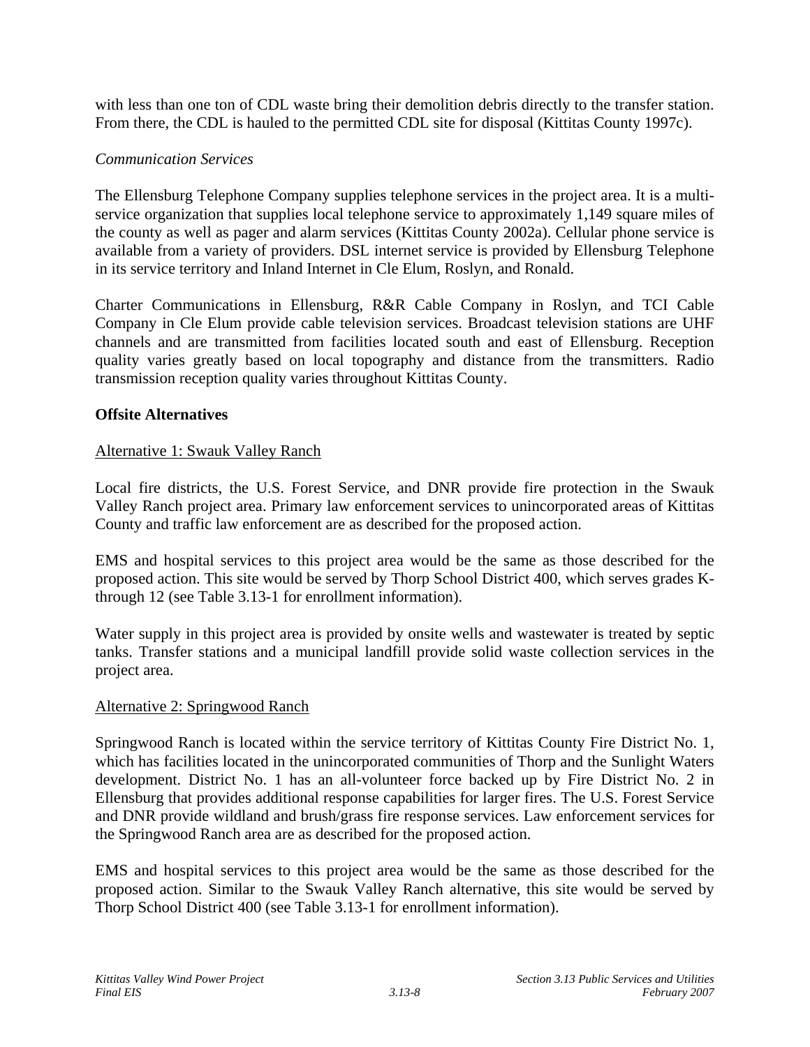with less than one ton of CDL waste bring their demolition debris directly to the transfer station. From there, the CDL is hauled to the permitted CDL site for disposal (Kittitas County 1997c).

*Communication Services*

The Ellensburg Telephone Company supplies telephone services in the project area. It is a multi-service organization that supplies local telephone service to approximately 1,149 square miles of the county as well as pager and alarm services (Kittitas County 2002a). Cellular phone service is available from a variety of providers. DSL internet service is provided by Ellensburg Telephone in its service territory and Inland Internet in Cle Elum, Roslyn, and Ronald.

Charter Communications in Ellensburg, R&R Cable Company in Roslyn, and TCI Cable Company in Cle Elum provide cable television services. Broadcast television stations are UHF channels and are transmitted from facilities located south and east of Ellensburg. Reception quality varies greatly based on local topography and distance from the transmitters. Radio transmission reception quality varies throughout Kittitas County.

**Offsite Alternatives**

<u>Alternative 1: Swauk Valley Ranch</u>

Local fire districts, the U.S. Forest Service, and DNR provide fire protection in the Swauk Valley Ranch project area. Primary law enforcement services to unincorporated areas of Kittitas County and traffic law enforcement are as described for the proposed action.

EMS and hospital services to this project area would be the same as those described for the proposed action. This site would be served by Thorp School District 400, which serves grades K-through 12 (see Table 3.13-1 for enrollment information).

Water supply in this project area is provided by onsite wells and wastewater is treated by septic tanks. Transfer stations and a municipal landfill provide solid waste collection services in the project area.

<u>Alternative 2: Springwood Ranch</u>

Springwood Ranch is located within the service territory of Kittitas County Fire District No. 1, which has facilities located in the unincorporated communities of Thorp and the Sunlight Waters development. District No. 1 has an all-volunteer force backed up by Fire District No. 2 in Ellensburg that provides additional response capabilities for larger fires. The U.S. Forest Service and DNR provide wildland and brush/grass fire response services. Law enforcement services for the Springwood Ranch area are as described for the proposed action.

EMS and hospital services to this project area would be the same as those described for the proposed action. Similar to the Swauk Valley Ranch alternative, this site would be served by Thorp School District 400 (see Table 3.13-1 for enrollment information).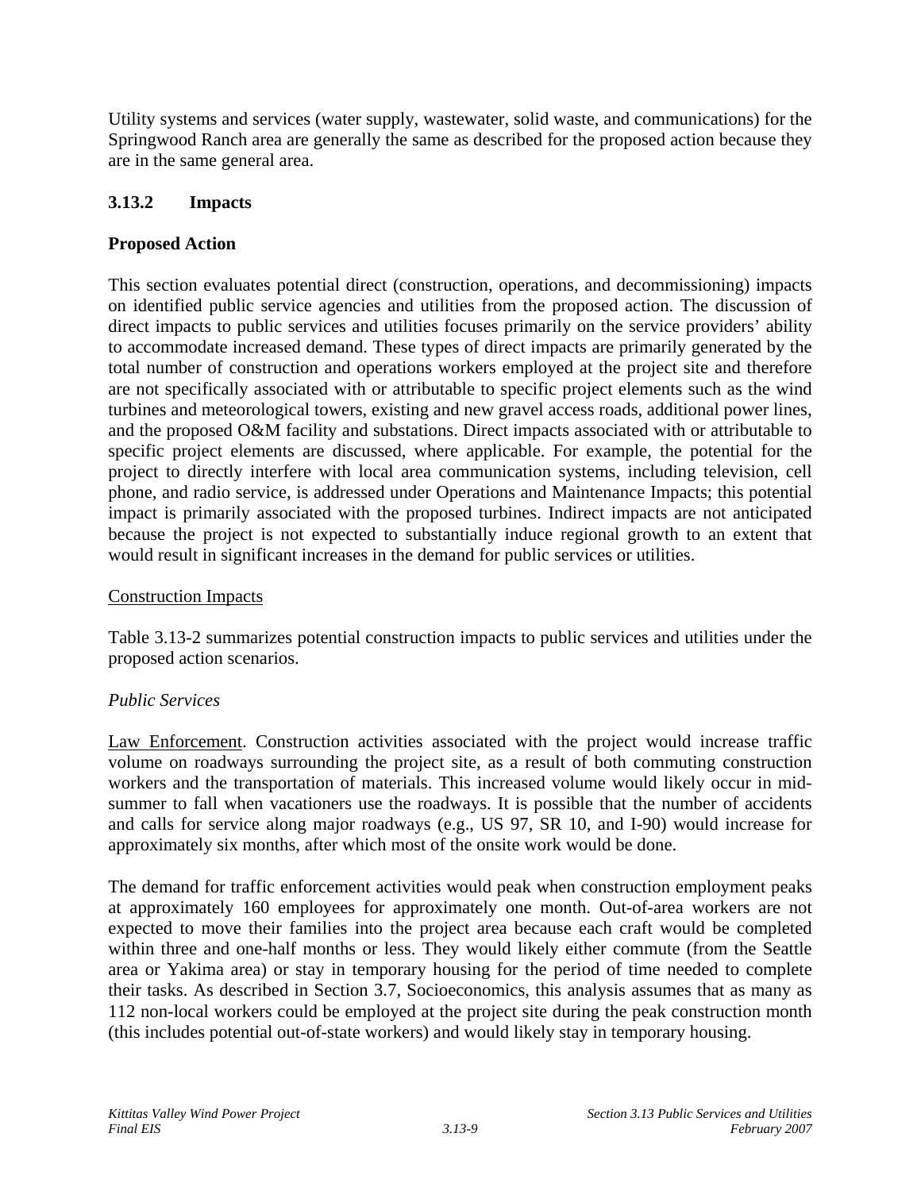Utility systems and services (water supply, wastewater, solid waste, and communications) for the Springwood Ranch area are generally the same as described for the proposed action because they are in the same general area.

### 3.13.2 Impacts

### Proposed Action

This section evaluates potential direct (construction, operations, and decommissioning) impacts on identified public service agencies and utilities from the proposed action. The discussion of direct impacts to public services and utilities focuses primarily on the service providers' ability to accommodate increased demand. These types of direct impacts are primarily generated by the total number of construction and operations workers employed at the project site and therefore are not specifically associated with or attributable to specific project elements such as the wind turbines and meteorological towers, existing and new gravel access roads, additional power lines, and the proposed O&M facility and substations. Direct impacts associated with or attributable to specific project elements are discussed, where applicable. For example, the potential for the project to directly interfere with local area communication systems, including television, cell phone, and radio service, is addressed under Operations and Maintenance Impacts; this potential impact is primarily associated with the proposed turbines. Indirect impacts are not anticipated because the project is not expected to substantially induce regional growth to an extent that would result in significant increases in the demand for public services or utilities.

Construction Impacts

Table 3.13-2 summarizes potential construction impacts to public services and utilities under the proposed action scenarios.

*Public Services*

Law Enforcement. Construction activities associated with the project would increase traffic volume on roadways surrounding the project site, as a result of both commuting construction workers and the transportation of materials. This increased volume would likely occur in mid-summer to fall when vacationers use the roadways. It is possible that the number of accidents and calls for service along major roadways (e.g., US 97, SR 10, and I-90) would increase for approximately six months, after which most of the onsite work would be done.

The demand for traffic enforcement activities would peak when construction employment peaks at approximately 160 employees for approximately one month. Out-of-area workers are not expected to move their families into the project area because each craft would be completed within three and one-half months or less. They would likely either commute (from the Seattle area or Yakima area) or stay in temporary housing for the period of time needed to complete their tasks. As described in Section 3.7, Socioeconomics, this analysis assumes that as many as 112 non-local workers could be employed at the project site during the peak construction month (this includes potential out-of-state workers) and would likely stay in temporary housing.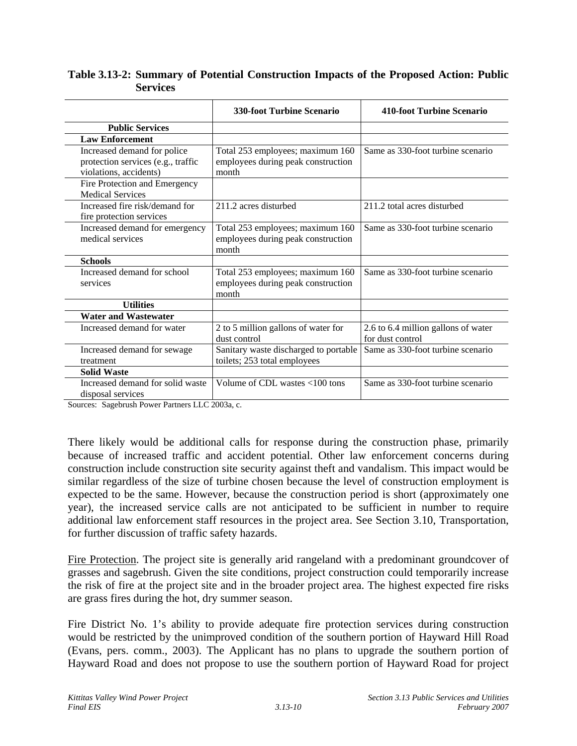**Table 3.13-2: Summary of Potential Construction Impacts of the Proposed Action: Public Services**

| | 330-foot Turbine Scenario | 410-foot Turbine Scenario |
|---|---|---|
| **Public Services** | | |
| **Law Enforcement** | | |
| Increased demand for police protection services (e.g., traffic violations, accidents) | Total 253 employees; maximum 160 employees during peak construction month | Same as 330-foot turbine scenario |
| Fire Protection and Emergency Medical Services | | |
| Increased fire risk/demand for fire protection services | 211.2 acres disturbed | 211.2 total acres disturbed |
| Increased demand for emergency medical services | Total 253 employees; maximum 160 employees during peak construction month | Same as 330-foot turbine scenario |
| **Schools** | | |
| Increased demand for school services | Total 253 employees; maximum 160 employees during peak construction month | Same as 330-foot turbine scenario |
| **Utilities** | | |
| **Water and Wastewater** | | |
| Increased demand for water | 2 to 5 million gallons of water for dust control | 2.6 to 6.4 million gallons of water for dust control |
| Increased demand for sewage treatment | Sanitary waste discharged to portable toilets; 253 total employees | Same as 330-foot turbine scenario |
| **Solid Waste** | | |
| Increased demand for solid waste disposal services | Volume of CDL wastes <100 tons | Same as 330-foot turbine scenario |

Sources: Sagebrush Power Partners LLC 2003a, c.

There likely would be additional calls for response during the construction phase, primarily because of increased traffic and accident potential. Other law enforcement concerns during construction include construction site security against theft and vandalism. This impact would be similar regardless of the size of turbine chosen because the level of construction employment is expected to be the same. However, because the construction period is short (approximately one year), the increased service calls are not anticipated to be sufficient in number to require additional law enforcement staff resources in the project area. See Section 3.10, Transportation, for further discussion of traffic safety hazards.

Fire Protection. The project site is generally arid rangeland with a predominant groundcover of grasses and sagebrush. Given the site conditions, project construction could temporarily increase the risk of fire at the project site and in the broader project area. The highest expected fire risks are grass fires during the hot, dry summer season.

Fire District No. 1's ability to provide adequate fire protection services during construction would be restricted by the unimproved condition of the southern portion of Hayward Hill Road (Evans, pers. comm., 2003). The Applicant has no plans to upgrade the southern portion of Hayward Road and does not propose to use the southern portion of Hayward Road for project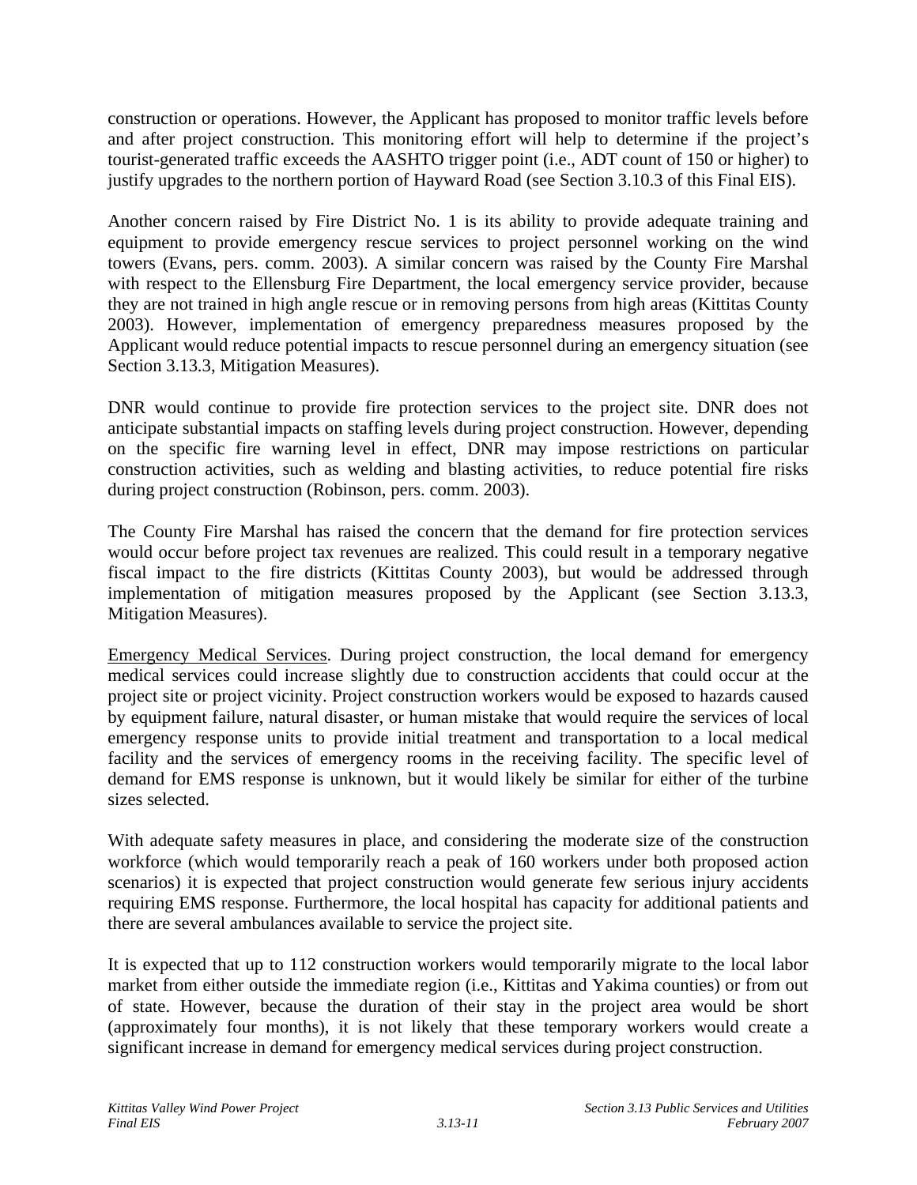construction or operations. However, the Applicant has proposed to monitor traffic levels before and after project construction. This monitoring effort will help to determine if the project's tourist-generated traffic exceeds the AASHTO trigger point (i.e., ADT count of 150 or higher) to justify upgrades to the northern portion of Hayward Road (see Section 3.10.3 of this Final EIS).

Another concern raised by Fire District No. 1 is its ability to provide adequate training and equipment to provide emergency rescue services to project personnel working on the wind towers (Evans, pers. comm. 2003). A similar concern was raised by the County Fire Marshal with respect to the Ellensburg Fire Department, the local emergency service provider, because they are not trained in high angle rescue or in removing persons from high areas (Kittitas County 2003). However, implementation of emergency preparedness measures proposed by the Applicant would reduce potential impacts to rescue personnel during an emergency situation (see Section 3.13.3, Mitigation Measures).

DNR would continue to provide fire protection services to the project site. DNR does not anticipate substantial impacts on staffing levels during project construction. However, depending on the specific fire warning level in effect, DNR may impose restrictions on particular construction activities, such as welding and blasting activities, to reduce potential fire risks during project construction (Robinson, pers. comm. 2003).

The County Fire Marshal has raised the concern that the demand for fire protection services would occur before project tax revenues are realized. This could result in a temporary negative fiscal impact to the fire districts (Kittitas County 2003), but would be addressed through implementation of mitigation measures proposed by the Applicant (see Section 3.13.3, Mitigation Measures).

Emergency Medical Services. During project construction, the local demand for emergency medical services could increase slightly due to construction accidents that could occur at the project site or project vicinity. Project construction workers would be exposed to hazards caused by equipment failure, natural disaster, or human mistake that would require the services of local emergency response units to provide initial treatment and transportation to a local medical facility and the services of emergency rooms in the receiving facility. The specific level of demand for EMS response is unknown, but it would likely be similar for either of the turbine sizes selected.

With adequate safety measures in place, and considering the moderate size of the construction workforce (which would temporarily reach a peak of 160 workers under both proposed action scenarios) it is expected that project construction would generate few serious injury accidents requiring EMS response. Furthermore, the local hospital has capacity for additional patients and there are several ambulances available to service the project site.

It is expected that up to 112 construction workers would temporarily migrate to the local labor market from either outside the immediate region (i.e., Kittitas and Yakima counties) or from out of state. However, because the duration of their stay in the project area would be short (approximately four months), it is not likely that these temporary workers would create a significant increase in demand for emergency medical services during project construction.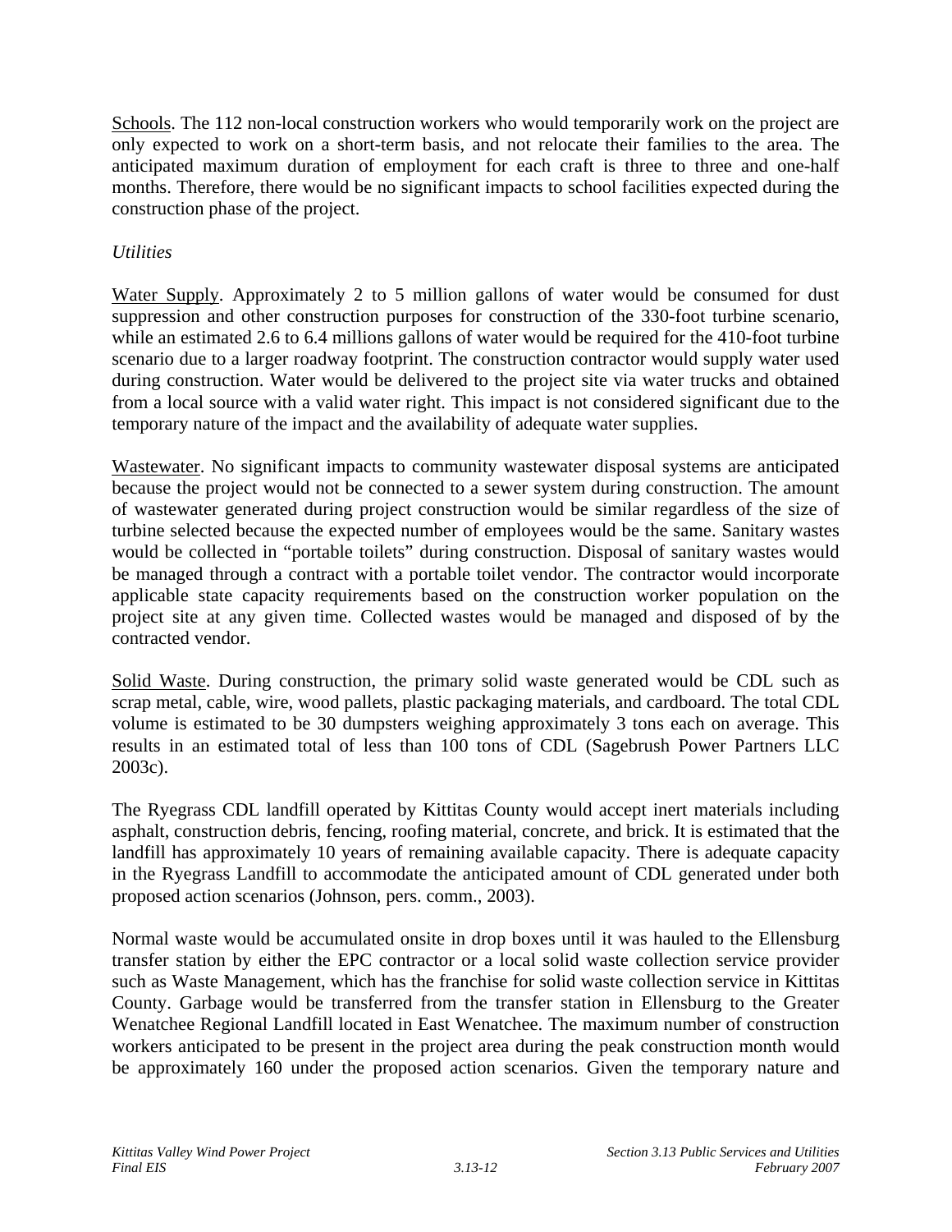Schools. The 112 non-local construction workers who would temporarily work on the project are only expected to work on a short-term basis, and not relocate their families to the area. The anticipated maximum duration of employment for each craft is three to three and one-half months. Therefore, there would be no significant impacts to school facilities expected during the construction phase of the project.

*Utilities*

Water Supply. Approximately 2 to 5 million gallons of water would be consumed for dust suppression and other construction purposes for construction of the 330-foot turbine scenario, while an estimated 2.6 to 6.4 millions gallons of water would be required for the 410-foot turbine scenario due to a larger roadway footprint. The construction contractor would supply water used during construction. Water would be delivered to the project site via water trucks and obtained from a local source with a valid water right. This impact is not considered significant due to the temporary nature of the impact and the availability of adequate water supplies.

Wastewater. No significant impacts to community wastewater disposal systems are anticipated because the project would not be connected to a sewer system during construction. The amount of wastewater generated during project construction would be similar regardless of the size of turbine selected because the expected number of employees would be the same. Sanitary wastes would be collected in "portable toilets" during construction. Disposal of sanitary wastes would be managed through a contract with a portable toilet vendor. The contractor would incorporate applicable state capacity requirements based on the construction worker population on the project site at any given time. Collected wastes would be managed and disposed of by the contracted vendor.

Solid Waste. During construction, the primary solid waste generated would be CDL such as scrap metal, cable, wire, wood pallets, plastic packaging materials, and cardboard. The total CDL volume is estimated to be 30 dumpsters weighing approximately 3 tons each on average. This results in an estimated total of less than 100 tons of CDL (Sagebrush Power Partners LLC 2003c).

The Ryegrass CDL landfill operated by Kittitas County would accept inert materials including asphalt, construction debris, fencing, roofing material, concrete, and brick. It is estimated that the landfill has approximately 10 years of remaining available capacity. There is adequate capacity in the Ryegrass Landfill to accommodate the anticipated amount of CDL generated under both proposed action scenarios (Johnson, pers. comm., 2003).

Normal waste would be accumulated onsite in drop boxes until it was hauled to the Ellensburg transfer station by either the EPC contractor or a local solid waste collection service provider such as Waste Management, which has the franchise for solid waste collection service in Kittitas County. Garbage would be transferred from the transfer station in Ellensburg to the Greater Wenatchee Regional Landfill located in East Wenatchee. The maximum number of construction workers anticipated to be present in the project area during the peak construction month would be approximately 160 under the proposed action scenarios. Given the temporary nature and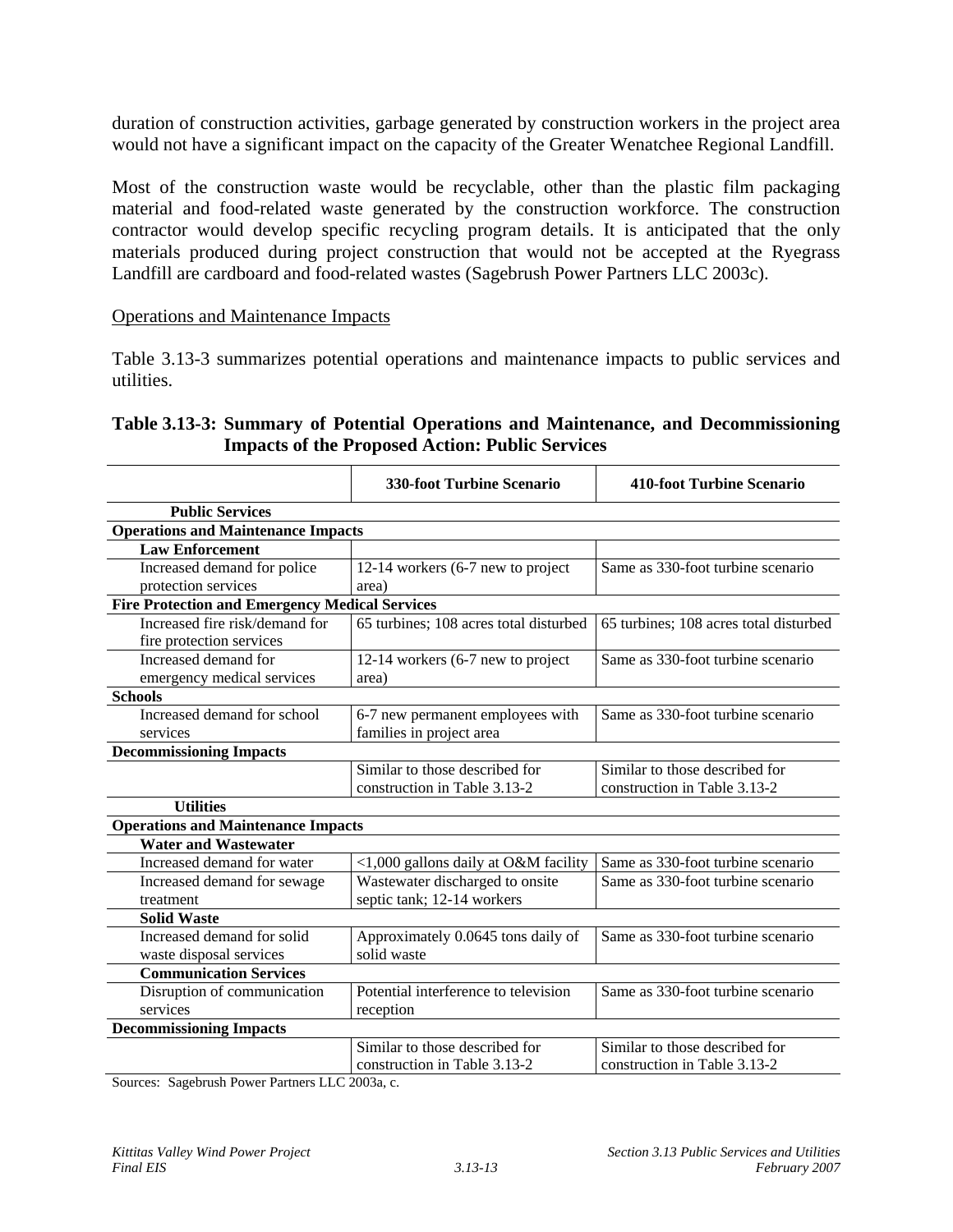duration of construction activities, garbage generated by construction workers in the project area would not have a significant impact on the capacity of the Greater Wenatchee Regional Landfill.

Most of the construction waste would be recyclable, other than the plastic film packaging material and food-related waste generated by the construction workforce. The construction contractor would develop specific recycling program details. It is anticipated that the only materials produced during project construction that would not be accepted at the Ryegrass Landfill are cardboard and food-related wastes (Sagebrush Power Partners LLC 2003c).

Operations and Maintenance Impacts

Table 3.13-3 summarizes potential operations and maintenance impacts to public services and utilities.

**Table 3.13-3: Summary of Potential Operations and Maintenance, and Decommissioning Impacts of the Proposed Action: Public Services**

| | 330-foot Turbine Scenario | 410-foot Turbine Scenario |
|---|---|---|
| **Public Services** | | |
| **Operations and Maintenance Impacts** | | |
| **Law Enforcement** | | |
| Increased demand for police protection services | 12-14 workers (6-7 new to project area) | Same as 330-foot turbine scenario |
| **Fire Protection and Emergency Medical Services** | | |
| Increased fire risk/demand for fire protection services | 65 turbines; 108 acres total disturbed | 65 turbines; 108 acres total disturbed |
| Increased demand for emergency medical services | 12-14 workers (6-7 new to project area) | Same as 330-foot turbine scenario |
| **Schools** | | |
| Increased demand for school services | 6-7 new permanent employees with families in project area | Same as 330-foot turbine scenario |
| **Decommissioning Impacts** | | |
| | Similar to those described for construction in Table 3.13-2 | Similar to those described for construction in Table 3.13-2 |
| **Utilities** | | |
| **Operations and Maintenance Impacts** | | |
| **Water and Wastewater** | | |
| Increased demand for water | <1,000 gallons daily at O&M facility | Same as 330-foot turbine scenario |
| Increased demand for sewage treatment | Wastewater discharged to onsite septic tank; 12-14 workers | Same as 330-foot turbine scenario |
| **Solid Waste** | | |
| Increased demand for solid waste disposal services | Approximately 0.0645 tons daily of solid waste | Same as 330-foot turbine scenario |
| **Communication Services** | | |
| Disruption of communication services | Potential interference to television reception | Same as 330-foot turbine scenario |
| **Decommissioning Impacts** | | |
| | Similar to those described for construction in Table 3.13-2 | Similar to those described for construction in Table 3.13-2 |

Sources: Sagebrush Power Partners LLC 2003a, c.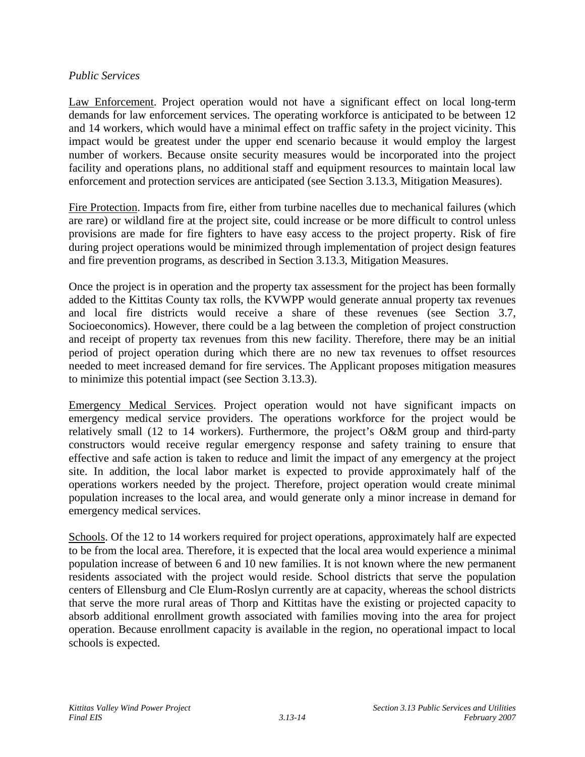*Public Services*

Law Enforcement. Project operation would not have a significant effect on local long-term demands for law enforcement services. The operating workforce is anticipated to be between 12 and 14 workers, which would have a minimal effect on traffic safety in the project vicinity. This impact would be greatest under the upper end scenario because it would employ the largest number of workers. Because onsite security measures would be incorporated into the project facility and operations plans, no additional staff and equipment resources to maintain local law enforcement and protection services are anticipated (see Section 3.13.3, Mitigation Measures).

Fire Protection. Impacts from fire, either from turbine nacelles due to mechanical failures (which are rare) or wildland fire at the project site, could increase or be more difficult to control unless provisions are made for fire fighters to have easy access to the project property. Risk of fire during project operations would be minimized through implementation of project design features and fire prevention programs, as described in Section 3.13.3, Mitigation Measures.

Once the project is in operation and the property tax assessment for the project has been formally added to the Kittitas County tax rolls, the KVWPP would generate annual property tax revenues and local fire districts would receive a share of these revenues (see Section 3.7, Socioeconomics). However, there could be a lag between the completion of project construction and receipt of property tax revenues from this new facility. Therefore, there may be an initial period of project operation during which there are no new tax revenues to offset resources needed to meet increased demand for fire services. The Applicant proposes mitigation measures to minimize this potential impact (see Section 3.13.3).

Emergency Medical Services. Project operation would not have significant impacts on emergency medical service providers. The operations workforce for the project would be relatively small (12 to 14 workers). Furthermore, the project's O&M group and third-party constructors would receive regular emergency response and safety training to ensure that effective and safe action is taken to reduce and limit the impact of any emergency at the project site. In addition, the local labor market is expected to provide approximately half of the operations workers needed by the project. Therefore, project operation would create minimal population increases to the local area, and would generate only a minor increase in demand for emergency medical services.

Schools. Of the 12 to 14 workers required for project operations, approximately half are expected to be from the local area. Therefore, it is expected that the local area would experience a minimal population increase of between 6 and 10 new families. It is not known where the new permanent residents associated with the project would reside. School districts that serve the population centers of Ellensburg and Cle Elum-Roslyn currently are at capacity, whereas the school districts that serve the more rural areas of Thorp and Kittitas have the existing or projected capacity to absorb additional enrollment growth associated with families moving into the area for project operation. Because enrollment capacity is available in the region, no operational impact to local schools is expected.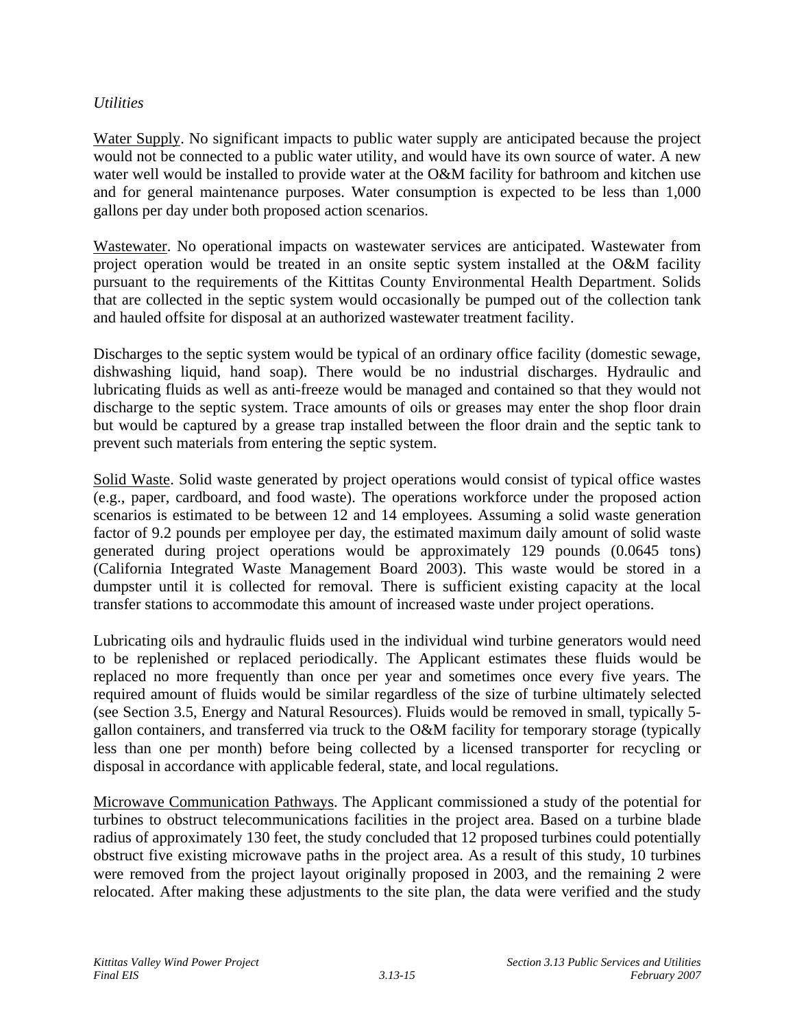*Utilities*

Water Supply. No significant impacts to public water supply are anticipated because the project would not be connected to a public water utility, and would have its own source of water. A new water well would be installed to provide water at the O&M facility for bathroom and kitchen use and for general maintenance purposes. Water consumption is expected to be less than 1,000 gallons per day under both proposed action scenarios.

Wastewater. No operational impacts on wastewater services are anticipated. Wastewater from project operation would be treated in an onsite septic system installed at the O&M facility pursuant to the requirements of the Kittitas County Environmental Health Department. Solids that are collected in the septic system would occasionally be pumped out of the collection tank and hauled offsite for disposal at an authorized wastewater treatment facility.

Discharges to the septic system would be typical of an ordinary office facility (domestic sewage, dishwashing liquid, hand soap). There would be no industrial discharges. Hydraulic and lubricating fluids as well as anti-freeze would be managed and contained so that they would not discharge to the septic system. Trace amounts of oils or greases may enter the shop floor drain but would be captured by a grease trap installed between the floor drain and the septic tank to prevent such materials from entering the septic system.

Solid Waste. Solid waste generated by project operations would consist of typical office wastes (e.g., paper, cardboard, and food waste). The operations workforce under the proposed action scenarios is estimated to be between 12 and 14 employees. Assuming a solid waste generation factor of 9.2 pounds per employee per day, the estimated maximum daily amount of solid waste generated during project operations would be approximately 129 pounds (0.0645 tons) (California Integrated Waste Management Board 2003). This waste would be stored in a dumpster until it is collected for removal. There is sufficient existing capacity at the local transfer stations to accommodate this amount of increased waste under project operations.

Lubricating oils and hydraulic fluids used in the individual wind turbine generators would need to be replenished or replaced periodically. The Applicant estimates these fluids would be replaced no more frequently than once per year and sometimes once every five years. The required amount of fluids would be similar regardless of the size of turbine ultimately selected (see Section 3.5, Energy and Natural Resources). Fluids would be removed in small, typically 5-gallon containers, and transferred via truck to the O&M facility for temporary storage (typically less than one per month) before being collected by a licensed transporter for recycling or disposal in accordance with applicable federal, state, and local regulations.

Microwave Communication Pathways. The Applicant commissioned a study of the potential for turbines to obstruct telecommunications facilities in the project area. Based on a turbine blade radius of approximately 130 feet, the study concluded that 12 proposed turbines could potentially obstruct five existing microwave paths in the project area. As a result of this study, 10 turbines were removed from the project layout originally proposed in 2003, and the remaining 2 were relocated. After making these adjustments to the site plan, the data were verified and the study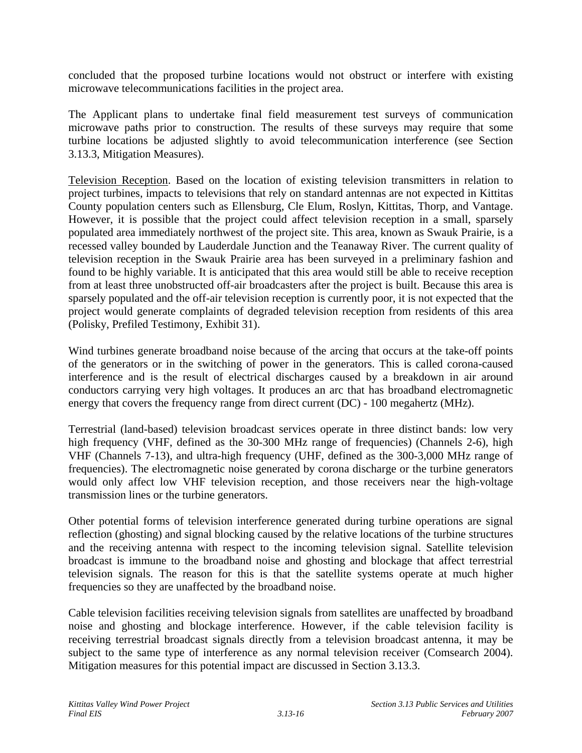concluded that the proposed turbine locations would not obstruct or interfere with existing microwave telecommunications facilities in the project area.

The Applicant plans to undertake final field measurement test surveys of communication microwave paths prior to construction. The results of these surveys may require that some turbine locations be adjusted slightly to avoid telecommunication interference (see Section 3.13.3, Mitigation Measures).

<u>Television Reception</u>. Based on the location of existing television transmitters in relation to project turbines, impacts to televisions that rely on standard antennas are not expected in Kittitas County population centers such as Ellensburg, Cle Elum, Roslyn, Kittitas, Thorp, and Vantage. However, it is possible that the project could affect television reception in a small, sparsely populated area immediately northwest of the project site. This area, known as Swauk Prairie, is a recessed valley bounded by Lauderdale Junction and the Teanaway River. The current quality of television reception in the Swauk Prairie area has been surveyed in a preliminary fashion and found to be highly variable. It is anticipated that this area would still be able to receive reception from at least three unobstructed off-air broadcasters after the project is built. Because this area is sparsely populated and the off-air television reception is currently poor, it is not expected that the project would generate complaints of degraded television reception from residents of this area (Polisky, Prefiled Testimony, Exhibit 31).

Wind turbines generate broadband noise because of the arcing that occurs at the take-off points of the generators or in the switching of power in the generators. This is called corona-caused interference and is the result of electrical discharges caused by a breakdown in air around conductors carrying very high voltages. It produces an arc that has broadband electromagnetic energy that covers the frequency range from direct current (DC) - 100 megahertz (MHz).

Terrestrial (land-based) television broadcast services operate in three distinct bands: low very high frequency (VHF, defined as the 30-300 MHz range of frequencies) (Channels 2-6), high VHF (Channels 7-13), and ultra-high frequency (UHF, defined as the 300-3,000 MHz range of frequencies). The electromagnetic noise generated by corona discharge or the turbine generators would only affect low VHF television reception, and those receivers near the high-voltage transmission lines or the turbine generators.

Other potential forms of television interference generated during turbine operations are signal reflection (ghosting) and signal blocking caused by the relative locations of the turbine structures and the receiving antenna with respect to the incoming television signal. Satellite television broadcast is immune to the broadband noise and ghosting and blockage that affect terrestrial television signals. The reason for this is that the satellite systems operate at much higher frequencies so they are unaffected by the broadband noise.

Cable television facilities receiving television signals from satellites are unaffected by broadband noise and ghosting and blockage interference. However, if the cable television facility is receiving terrestrial broadcast signals directly from a television broadcast antenna, it may be subject to the same type of interference as any normal television receiver (Comsearch 2004). Mitigation measures for this potential impact are discussed in Section 3.13.3.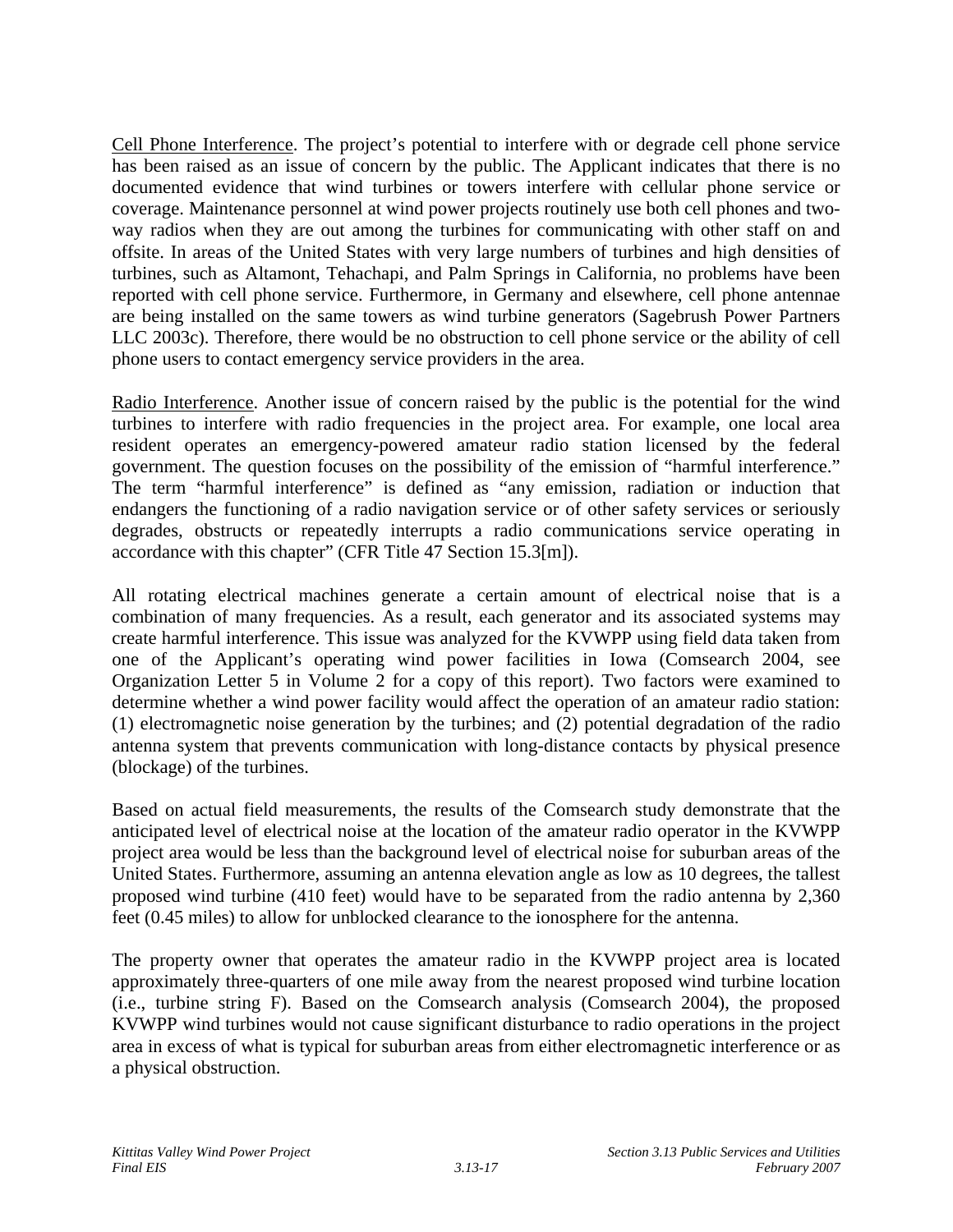<u>Cell Phone Interference</u>. The project's potential to interfere with or degrade cell phone service has been raised as an issue of concern by the public. The Applicant indicates that there is no documented evidence that wind turbines or towers interfere with cellular phone service or coverage. Maintenance personnel at wind power projects routinely use both cell phones and two-way radios when they are out among the turbines for communicating with other staff on and offsite. In areas of the United States with very large numbers of turbines and high densities of turbines, such as Altamont, Tehachapi, and Palm Springs in California, no problems have been reported with cell phone service. Furthermore, in Germany and elsewhere, cell phone antennae are being installed on the same towers as wind turbine generators (Sagebrush Power Partners LLC 2003c). Therefore, there would be no obstruction to cell phone service or the ability of cell phone users to contact emergency service providers in the area.

<u>Radio Interference</u>. Another issue of concern raised by the public is the potential for the wind turbines to interfere with radio frequencies in the project area. For example, one local area resident operates an emergency-powered amateur radio station licensed by the federal government. The question focuses on the possibility of the emission of "harmful interference." The term "harmful interference" is defined as "any emission, radiation or induction that endangers the functioning of a radio navigation service or of other safety services or seriously degrades, obstructs or repeatedly interrupts a radio communications service operating in accordance with this chapter" (CFR Title 47 Section 15.3[m]).

All rotating electrical machines generate a certain amount of electrical noise that is a combination of many frequencies. As a result, each generator and its associated systems may create harmful interference. This issue was analyzed for the KVWPP using field data taken from one of the Applicant's operating wind power facilities in Iowa (Comsearch 2004, see Organization Letter 5 in Volume 2 for a copy of this report). Two factors were examined to determine whether a wind power facility would affect the operation of an amateur radio station: (1) electromagnetic noise generation by the turbines; and (2) potential degradation of the radio antenna system that prevents communication with long-distance contacts by physical presence (blockage) of the turbines.

Based on actual field measurements, the results of the Comsearch study demonstrate that the anticipated level of electrical noise at the location of the amateur radio operator in the KVWPP project area would be less than the background level of electrical noise for suburban areas of the United States. Furthermore, assuming an antenna elevation angle as low as 10 degrees, the tallest proposed wind turbine (410 feet) would have to be separated from the radio antenna by 2,360 feet (0.45 miles) to allow for unblocked clearance to the ionosphere for the antenna.

The property owner that operates the amateur radio in the KVWPP project area is located approximately three-quarters of one mile away from the nearest proposed wind turbine location (i.e., turbine string F). Based on the Comsearch analysis (Comsearch 2004), the proposed KVWPP wind turbines would not cause significant disturbance to radio operations in the project area in excess of what is typical for suburban areas from either electromagnetic interference or as a physical obstruction.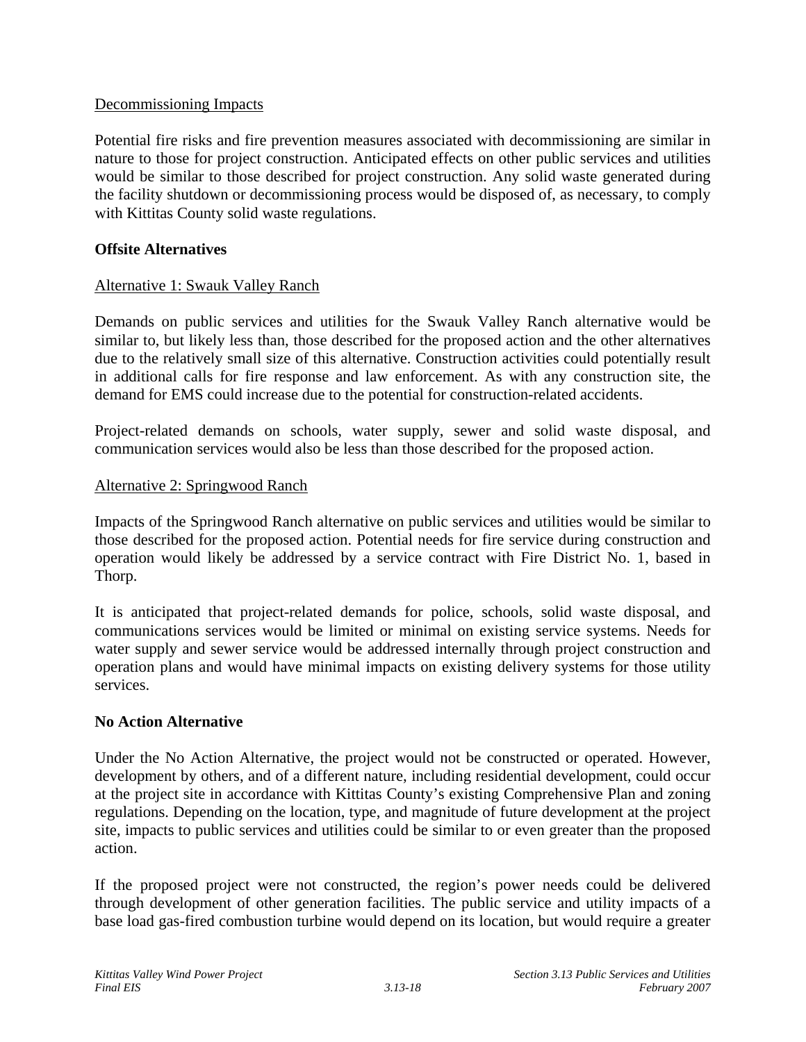Decommissioning Impacts

Potential fire risks and fire prevention measures associated with decommissioning are similar in nature to those for project construction. Anticipated effects on other public services and utilities would be similar to those described for project construction. Any solid waste generated during the facility shutdown or decommissioning process would be disposed of, as necessary, to comply with Kittitas County solid waste regulations.

**Offsite Alternatives**

Alternative 1: Swauk Valley Ranch

Demands on public services and utilities for the Swauk Valley Ranch alternative would be similar to, but likely less than, those described for the proposed action and the other alternatives due to the relatively small size of this alternative. Construction activities could potentially result in additional calls for fire response and law enforcement. As with any construction site, the demand for EMS could increase due to the potential for construction-related accidents.

Project-related demands on schools, water supply, sewer and solid waste disposal, and communication services would also be less than those described for the proposed action.

Alternative 2: Springwood Ranch

Impacts of the Springwood Ranch alternative on public services and utilities would be similar to those described for the proposed action. Potential needs for fire service during construction and operation would likely be addressed by a service contract with Fire District No. 1, based in Thorp.

It is anticipated that project-related demands for police, schools, solid waste disposal, and communications services would be limited or minimal on existing service systems. Needs for water supply and sewer service would be addressed internally through project construction and operation plans and would have minimal impacts on existing delivery systems for those utility services.

**No Action Alternative**

Under the No Action Alternative, the project would not be constructed or operated. However, development by others, and of a different nature, including residential development, could occur at the project site in accordance with Kittitas County's existing Comprehensive Plan and zoning regulations. Depending on the location, type, and magnitude of future development at the project site, impacts to public services and utilities could be similar to or even greater than the proposed action.

If the proposed project were not constructed, the region's power needs could be delivered through development of other generation facilities. The public service and utility impacts of a base load gas-fired combustion turbine would depend on its location, but would require a greater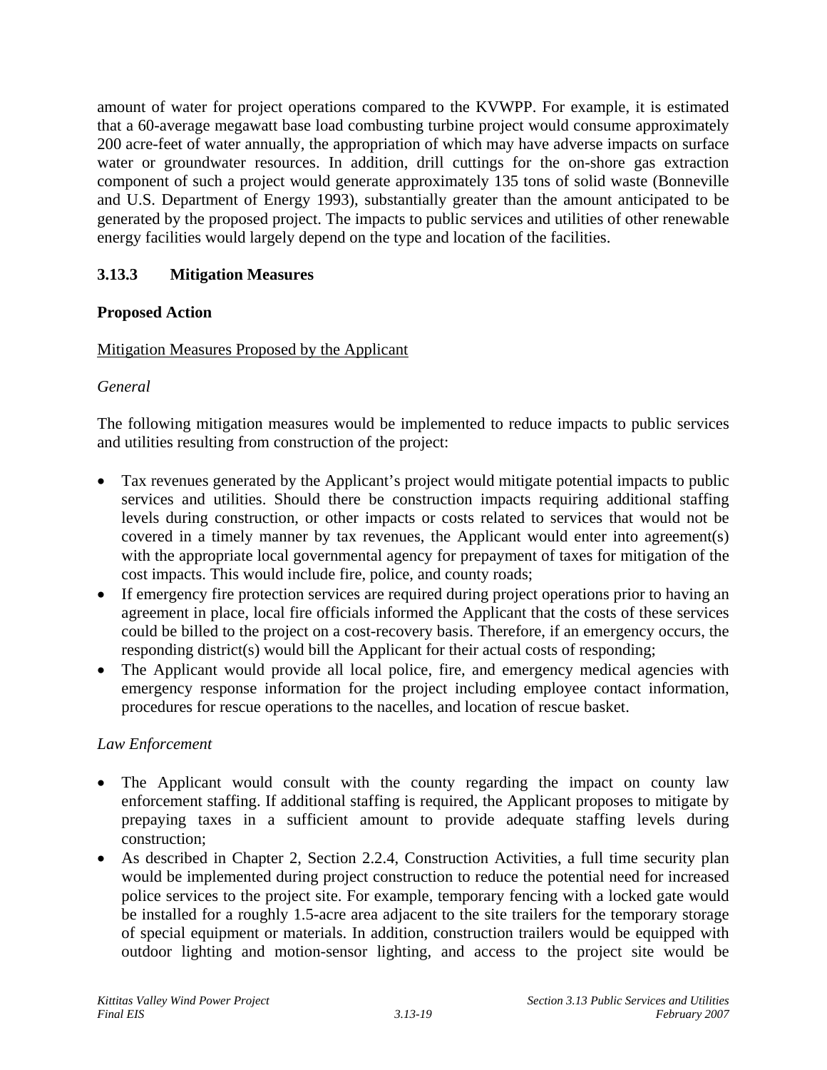amount of water for project operations compared to the KVWPP. For example, it is estimated that a 60-average megawatt base load combusting turbine project would consume approximately 200 acre-feet of water annually, the appropriation of which may have adverse impacts on surface water or groundwater resources. In addition, drill cuttings for the on-shore gas extraction component of such a project would generate approximately 135 tons of solid waste (Bonneville and U.S. Department of Energy 1993), substantially greater than the amount anticipated to be generated by the proposed project. The impacts to public services and utilities of other renewable energy facilities would largely depend on the type and location of the facilities.

### 3.13.3 Mitigation Measures

**Proposed Action**

<u>Mitigation Measures Proposed by the Applicant</u>

*General*

The following mitigation measures would be implemented to reduce impacts to public services and utilities resulting from construction of the project:

- Tax revenues generated by the Applicant's project would mitigate potential impacts to public services and utilities. Should there be construction impacts requiring additional staffing levels during construction, or other impacts or costs related to services that would not be covered in a timely manner by tax revenues, the Applicant would enter into agreement(s) with the appropriate local governmental agency for prepayment of taxes for mitigation of the cost impacts. This would include fire, police, and county roads;
- If emergency fire protection services are required during project operations prior to having an agreement in place, local fire officials informed the Applicant that the costs of these services could be billed to the project on a cost-recovery basis. Therefore, if an emergency occurs, the responding district(s) would bill the Applicant for their actual costs of responding;
- The Applicant would provide all local police, fire, and emergency medical agencies with emergency response information for the project including employee contact information, procedures for rescue operations to the nacelles, and location of rescue basket.

*Law Enforcement*

- The Applicant would consult with the county regarding the impact on county law enforcement staffing. If additional staffing is required, the Applicant proposes to mitigate by prepaying taxes in a sufficient amount to provide adequate staffing levels during construction;
- As described in Chapter 2, Section 2.2.4, Construction Activities, a full time security plan would be implemented during project construction to reduce the potential need for increased police services to the project site. For example, temporary fencing with a locked gate would be installed for a roughly 1.5-acre area adjacent to the site trailers for the temporary storage of special equipment or materials. In addition, construction trailers would be equipped with outdoor lighting and motion-sensor lighting, and access to the project site would be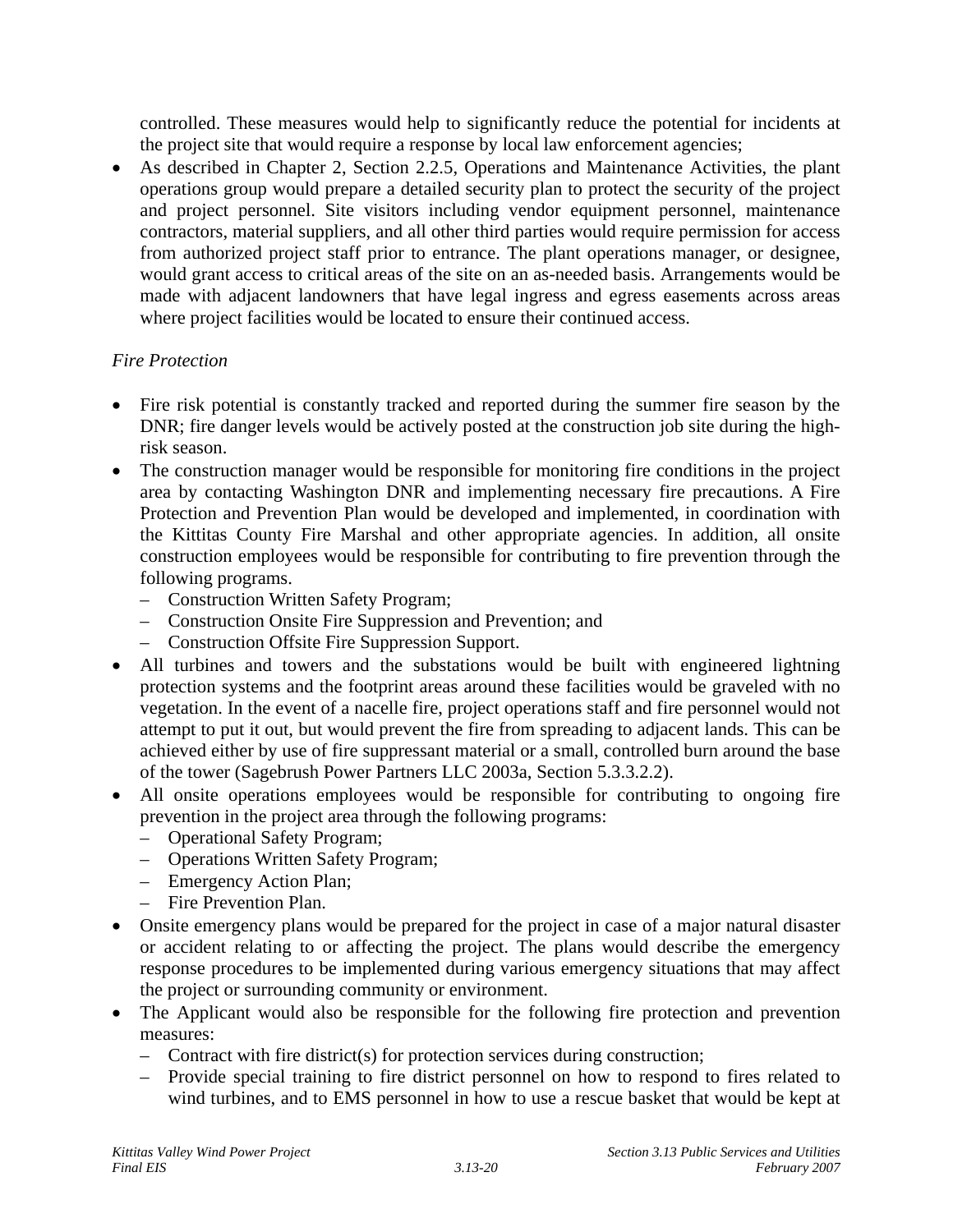controlled. These measures would help to significantly reduce the potential for incidents at the project site that would require a response by local law enforcement agencies;

- As described in Chapter 2, Section 2.2.5, Operations and Maintenance Activities, the plant operations group would prepare a detailed security plan to protect the security of the project and project personnel. Site visitors including vendor equipment personnel, maintenance contractors, material suppliers, and all other third parties would require permission for access from authorized project staff prior to entrance. The plant operations manager, or designee, would grant access to critical areas of the site on an as-needed basis. Arrangements would be made with adjacent landowners that have legal ingress and egress easements across areas where project facilities would be located to ensure their continued access.

*Fire Protection*

- Fire risk potential is constantly tracked and reported during the summer fire season by the DNR; fire danger levels would be actively posted at the construction job site during the high-risk season.
- The construction manager would be responsible for monitoring fire conditions in the project area by contacting Washington DNR and implementing necessary fire precautions. A Fire Protection and Prevention Plan would be developed and implemented, in coordination with the Kittitas County Fire Marshal and other appropriate agencies. In addition, all onsite construction employees would be responsible for contributing to fire prevention through the following programs.
  - Construction Written Safety Program;
  - Construction Onsite Fire Suppression and Prevention; and
  - Construction Offsite Fire Suppression Support.
- All turbines and towers and the substations would be built with engineered lightning protection systems and the footprint areas around these facilities would be graveled with no vegetation. In the event of a nacelle fire, project operations staff and fire personnel would not attempt to put it out, but would prevent the fire from spreading to adjacent lands. This can be achieved either by use of fire suppressant material or a small, controlled burn around the base of the tower (Sagebrush Power Partners LLC 2003a, Section 5.3.3.2.2).
- All onsite operations employees would be responsible for contributing to ongoing fire prevention in the project area through the following programs:
  - Operational Safety Program;
  - Operations Written Safety Program;
  - Emergency Action Plan;
  - Fire Prevention Plan.
- Onsite emergency plans would be prepared for the project in case of a major natural disaster or accident relating to or affecting the project. The plans would describe the emergency response procedures to be implemented during various emergency situations that may affect the project or surrounding community or environment.
- The Applicant would also be responsible for the following fire protection and prevention measures:
  - Contract with fire district(s) for protection services during construction;
  - Provide special training to fire district personnel on how to respond to fires related to wind turbines, and to EMS personnel in how to use a rescue basket that would be kept at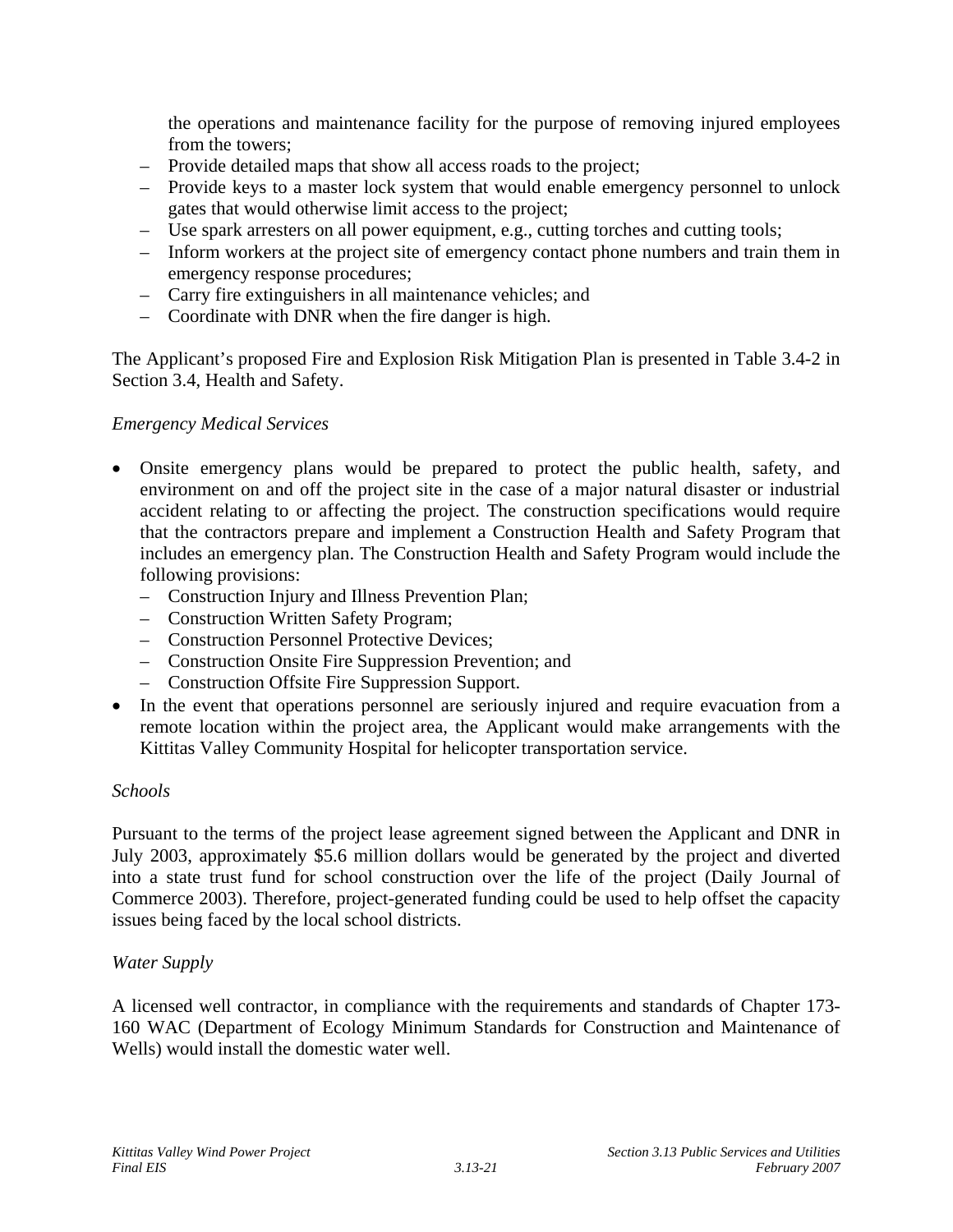the operations and maintenance facility for the purpose of removing injured employees from the towers;
  - Provide detailed maps that show all access roads to the project;
  - Provide keys to a master lock system that would enable emergency personnel to unlock gates that would otherwise limit access to the project;
  - Use spark arresters on all power equipment, e.g., cutting torches and cutting tools;
  - Inform workers at the project site of emergency contact phone numbers and train them in emergency response procedures;
  - Carry fire extinguishers in all maintenance vehicles; and
  - Coordinate with DNR when the fire danger is high.

The Applicant's proposed Fire and Explosion Risk Mitigation Plan is presented in Table 3.4-2 in Section 3.4, Health and Safety.

*Emergency Medical Services*

- Onsite emergency plans would be prepared to protect the public health, safety, and environment on and off the project site in the case of a major natural disaster or industrial accident relating to or affecting the project. The construction specifications would require that the contractors prepare and implement a Construction Health and Safety Program that includes an emergency plan. The Construction Health and Safety Program would include the following provisions:
  - Construction Injury and Illness Prevention Plan;
  - Construction Written Safety Program;
  - Construction Personnel Protective Devices;
  - Construction Onsite Fire Suppression Prevention; and
  - Construction Offsite Fire Suppression Support.
- In the event that operations personnel are seriously injured and require evacuation from a remote location within the project area, the Applicant would make arrangements with the Kittitas Valley Community Hospital for helicopter transportation service.

*Schools*

Pursuant to the terms of the project lease agreement signed between the Applicant and DNR in July 2003, approximately $5.6 million dollars would be generated by the project and diverted into a state trust fund for school construction over the life of the project (Daily Journal of Commerce 2003). Therefore, project-generated funding could be used to help offset the capacity issues being faced by the local school districts.

*Water Supply*

A licensed well contractor, in compliance with the requirements and standards of Chapter 173-160 WAC (Department of Ecology Minimum Standards for Construction and Maintenance of Wells) would install the domestic water well.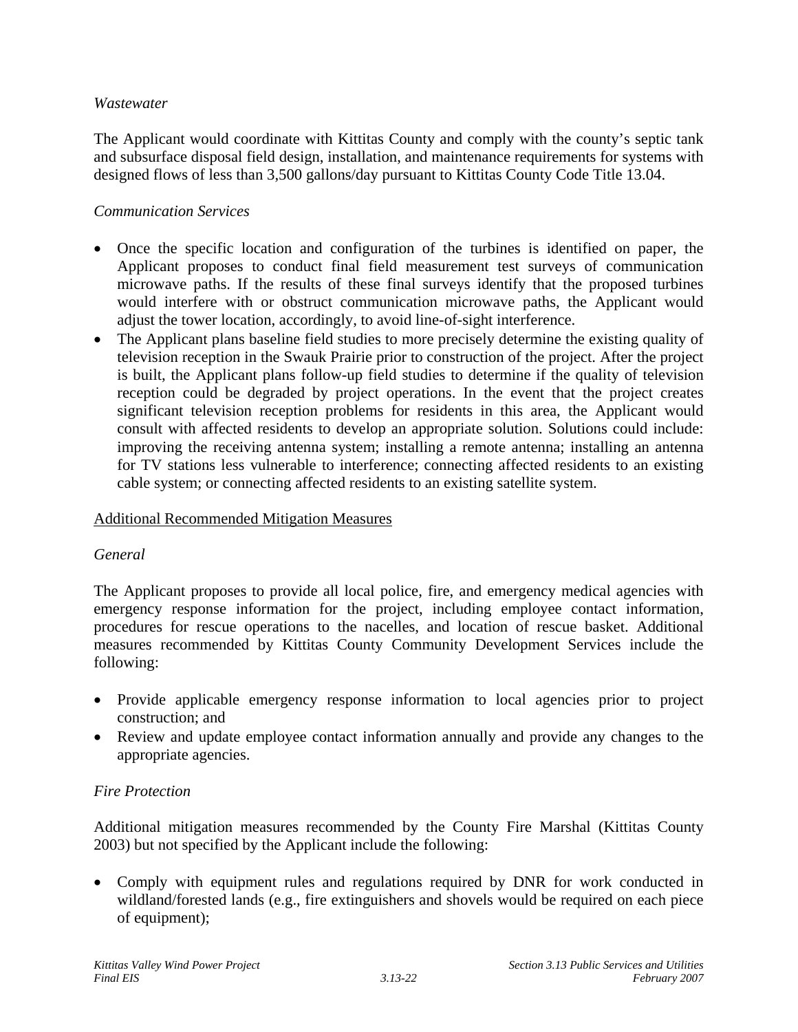*Wastewater*

The Applicant would coordinate with Kittitas County and comply with the county's septic tank and subsurface disposal field design, installation, and maintenance requirements for systems with designed flows of less than 3,500 gallons/day pursuant to Kittitas County Code Title 13.04.

*Communication Services*

- Once the specific location and configuration of the turbines is identified on paper, the Applicant proposes to conduct final field measurement test surveys of communication microwave paths. If the results of these final surveys identify that the proposed turbines would interfere with or obstruct communication microwave paths, the Applicant would adjust the tower location, accordingly, to avoid line-of-sight interference.
- The Applicant plans baseline field studies to more precisely determine the existing quality of television reception in the Swauk Prairie prior to construction of the project. After the project is built, the Applicant plans follow-up field studies to determine if the quality of television reception could be degraded by project operations. In the event that the project creates significant television reception problems for residents in this area, the Applicant would consult with affected residents to develop an appropriate solution. Solutions could include: improving the receiving antenna system; installing a remote antenna; installing an antenna for TV stations less vulnerable to interference; connecting affected residents to an existing cable system; or connecting affected residents to an existing satellite system.

<u>Additional Recommended Mitigation Measures</u>

*General*

The Applicant proposes to provide all local police, fire, and emergency medical agencies with emergency response information for the project, including employee contact information, procedures for rescue operations to the nacelles, and location of rescue basket. Additional measures recommended by Kittitas County Community Development Services include the following:

- Provide applicable emergency response information to local agencies prior to project construction; and
- Review and update employee contact information annually and provide any changes to the appropriate agencies.

*Fire Protection*

Additional mitigation measures recommended by the County Fire Marshal (Kittitas County 2003) but not specified by the Applicant include the following:

- Comply with equipment rules and regulations required by DNR for work conducted in wildland/forested lands (e.g., fire extinguishers and shovels would be required on each piece of equipment);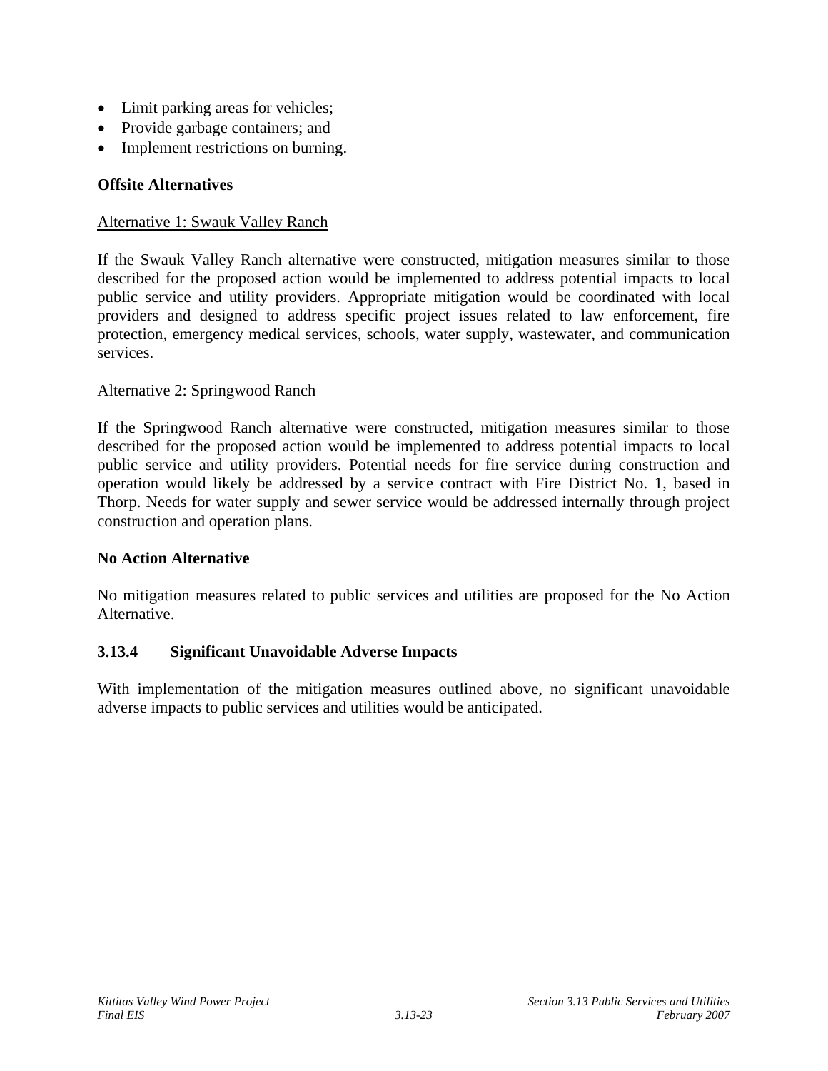- Limit parking areas for vehicles;
- Provide garbage containers; and
- Implement restrictions on burning.

**Offsite Alternatives**

Alternative 1: Swauk Valley Ranch

If the Swauk Valley Ranch alternative were constructed, mitigation measures similar to those described for the proposed action would be implemented to address potential impacts to local public service and utility providers. Appropriate mitigation would be coordinated with local providers and designed to address specific project issues related to law enforcement, fire protection, emergency medical services, schools, water supply, wastewater, and communication services.

Alternative 2: Springwood Ranch

If the Springwood Ranch alternative were constructed, mitigation measures similar to those described for the proposed action would be implemented to address potential impacts to local public service and utility providers. Potential needs for fire service during construction and operation would likely be addressed by a service contract with Fire District No. 1, based in Thorp. Needs for water supply and sewer service would be addressed internally through project construction and operation plans.

**No Action Alternative**

No mitigation measures related to public services and utilities are proposed for the No Action Alternative.

### 3.13.4 Significant Unavoidable Adverse Impacts

With implementation of the mitigation measures outlined above, no significant unavoidable adverse impacts to public services and utilities would be anticipated.